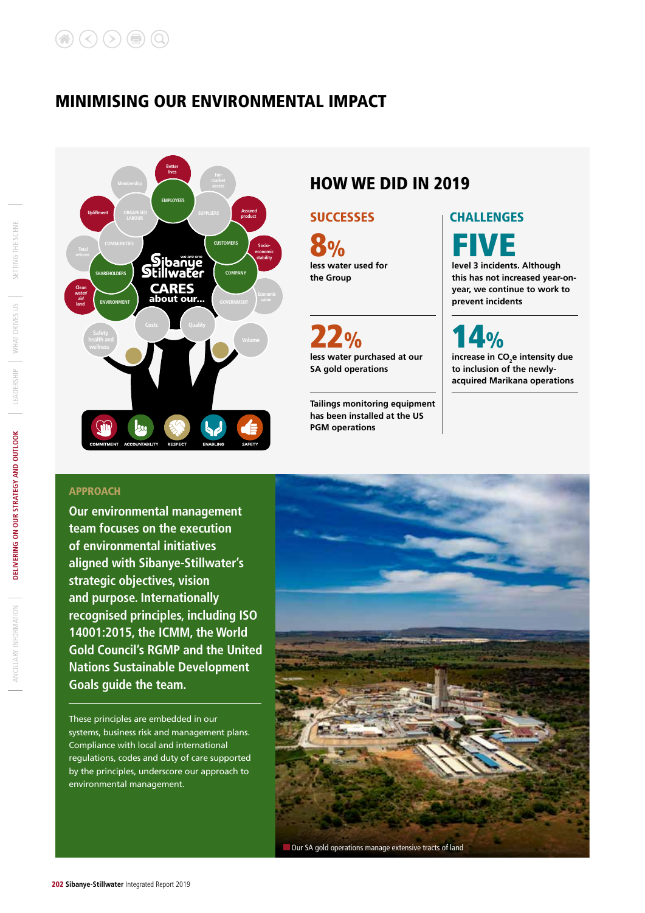# MINIMISING OUR ENVIRONMENTAL IMPACT

## HOW WE DID IN 2019

### SUCCESSES

**8%**

less water used for the Group

**22%**

less water purchased at our SA gold operations

Tailings monitoring equipment has been installed at the US PGM operations

### CHALLENGES

**FIVE**

level 3 incidents. Although this has not increased year-on-year, we continue to work to prevent incidents

**14%**

increase in $CO_2e$ intensity due to inclusion of the newly-acquired Marikana operations

### APPROACH

**Our environmental management team focuses on the execution of environmental initiatives aligned with Sibanye-Stillwater's strategic objectives, vision and purpose. Internationally recognised principles, including ISO 14001:2015, the ICMM, the World Gold Council's RGMP and the United Nations Sustainable Development Goals guide the team.**

These principles are embedded in our systems, business risk and management plans. Compliance with local and international regulations, codes and duty of care supported by the principles, underscore our approach to environmental management.

Our SA gold operations manage extensive tracts of land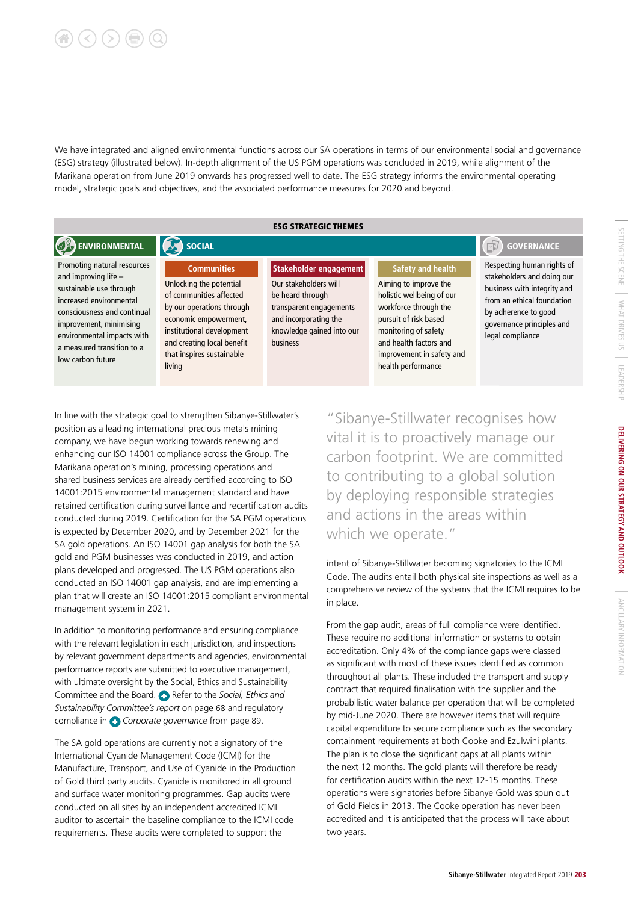We have integrated and aligned environmental functions across our SA operations in terms of our environmental social and governance (ESG) strategy (illustrated below). In-depth alignment of the US PGM operations was concluded in 2019, while alignment of the Marikana operation from June 2019 onwards has progressed well to date. The ESG strategy informs the environmental operating model, strategic goals and objectives, and the associated performance measures for 2020 and beyond.

**ESG STRATEGIC THEMES**

| ENVIRONMENTAL | SOCIAL | | | GOVERNANCE |
|---|---|---|---|---|
| | Communities | Stakeholder engagement | Safety and health | |
| Promoting natural resources and improving life – sustainable use through increased environmental consciousness and continual improvement, minimising environmental impacts with a measured transition to a low carbon future | Unlocking the potential of communities affected by our operations through economic empowerment, institutional development and creating local benefit that inspires sustainable living | Our stakeholders will be heard through transparent engagements and incorporating the knowledge gained into our business | Aiming to improve the holistic wellbeing of our workforce through the pursuit of risk based monitoring of safety and health factors and improvement in safety and health performance | Respecting human rights of stakeholders and doing our business with integrity and from an ethical foundation by adherence to good governance principles and legal compliance |

In line with the strategic goal to strengthen Sibanye-Stillwater's position as a leading international precious metals mining company, we have begun working towards renewing and enhancing our ISO 14001 compliance across the Group. The Marikana operation's mining, processing operations and shared business services are already certified according to ISO 14001:2015 environmental management standard and have retained certification during surveillance and recertification audits conducted during 2019. Certification for the SA PGM operations is expected by December 2020, and by December 2021 for the SA gold operations. An ISO 14001 gap analysis for both the SA gold and PGM businesses was conducted in 2019, and action plans developed and progressed. The US PGM operations also conducted an ISO 14001 gap analysis, and are implementing a plan that will create an ISO 14001:2015 compliant environmental management system in 2021.

In addition to monitoring performance and ensuring compliance with the relevant legislation in each jurisdiction, and inspections by relevant government departments and agencies, environmental performance reports are submitted to executive management, with ultimate oversight by the Social, Ethics and Sustainability Committee and the Board. Refer to the *Social, Ethics and Sustainability Committee's report* on page 68 and regulatory compliance in *Corporate governance* from page 89.

The SA gold operations are currently not a signatory of the International Cyanide Management Code (ICMI) for the Manufacture, Transport, and Use of Cyanide in the Production of Gold third party audits. Cyanide is monitored in all ground and surface water monitoring programmes. Gap audits were conducted on all sites by an independent accredited ICMI auditor to ascertain the baseline compliance to the ICMI code requirements. These audits were completed to support the intent of Sibanye-Stillwater becoming signatories to the ICMI Code. The audits entail both physical site inspections as well as a comprehensive review of the systems that the ICMI requires to be in place.

> "Sibanye-Stillwater recognises how vital it is to proactively manage our carbon footprint. We are committed to contributing to a global solution by deploying responsible strategies and actions in the areas within which we operate."

From the gap audit, areas of full compliance were identified. These require no additional information or systems to obtain accreditation. Only 4% of the compliance gaps were classed as significant with most of these issues identified as common throughout all plants. These included the transport and supply contract that required finalisation with the supplier and the probabilistic water balance per operation that will be completed by mid-June 2020. There are however items that will require capital expenditure to secure compliance such as the secondary containment requirements at both Cooke and Ezulwini plants. The plan is to close the significant gaps at all plants within the next 12 months. The gold plants will therefore be ready for certification audits within the next 12-15 months. These operations were signatories before Sibanye Gold was spun out of Gold Fields in 2013. The Cooke operation has never been accredited and it is anticipated that the process will take about two years.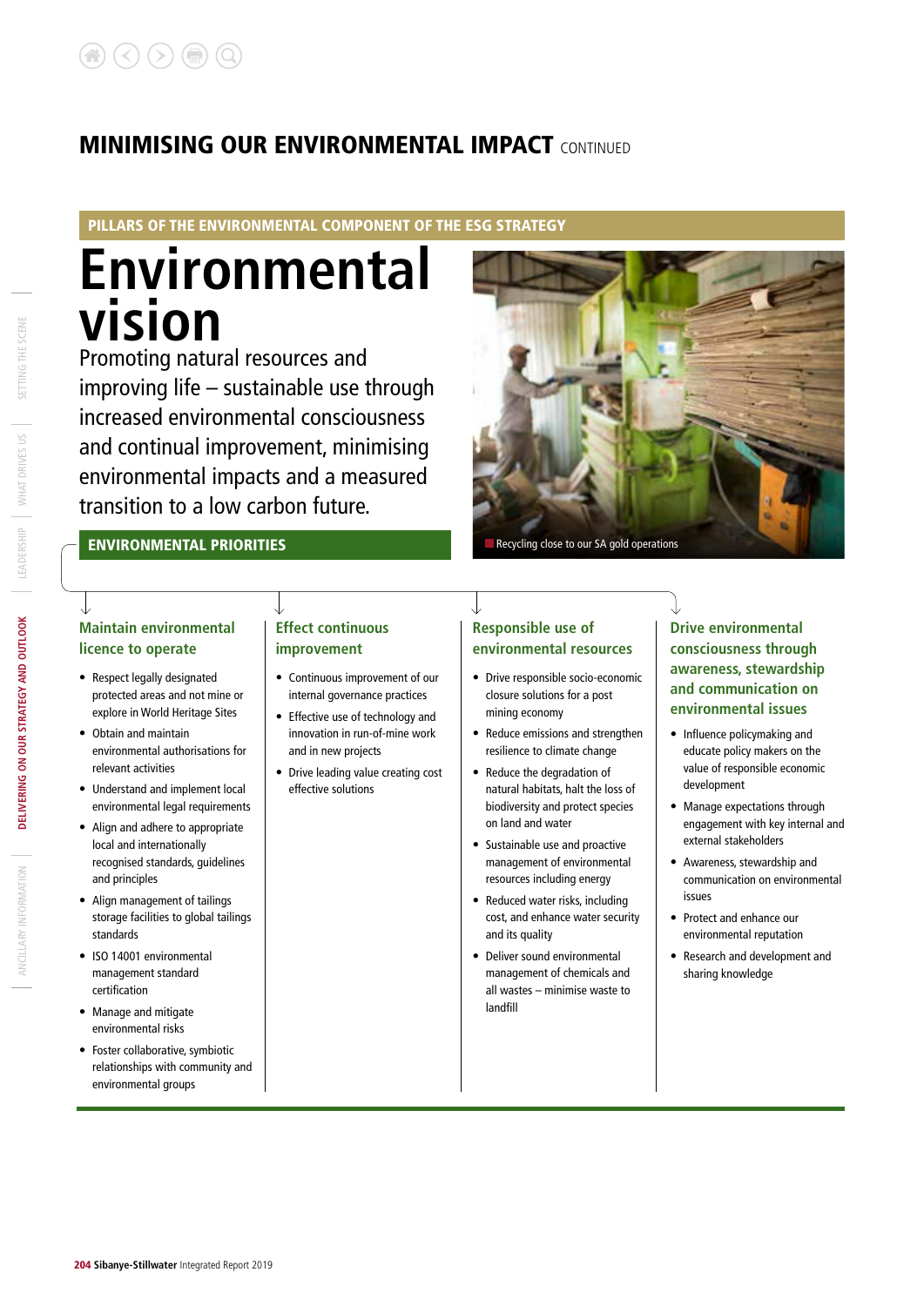# MINIMISING OUR ENVIRONMENTAL IMPACT CONTINUED

## PILLARS OF THE ENVIRONMENTAL COMPONENT OF THE ESG STRATEGY

# Environmental vision

Promoting natural resources and improving life – sustainable use through increased environmental consciousness and continual improvement, minimising environmental impacts and a measured transition to a low carbon future.

Recycling close to our SA gold operations

## ENVIRONMENTAL PRIORITIES

### Maintain environmental licence to operate

- Respect legally designated protected areas and not mine or explore in World Heritage Sites
- Obtain and maintain environmental authorisations for relevant activities
- Understand and implement local environmental legal requirements
- Align and adhere to appropriate local and internationally recognised standards, guidelines and principles
- Align management of tailings storage facilities to global tailings standards
- ISO 14001 environmental management standard certification
- Manage and mitigate environmental risks
- Foster collaborative, symbiotic relationships with community and environmental groups

### Effect continuous improvement

- Continuous improvement of our internal governance practices
- Effective use of technology and innovation in run-of-mine work and in new projects
- Drive leading value creating cost effective solutions

### Responsible use of environmental resources

- Drive responsible socio-economic closure solutions for a post mining economy
- Reduce emissions and strengthen resilience to climate change
- Reduce the degradation of natural habitats, halt the loss of biodiversity and protect species on land and water
- Sustainable use and proactive management of environmental resources including energy
- Reduced water risks, including cost, and enhance water security and its quality
- Deliver sound environmental management of chemicals and all wastes – minimise waste to landfill

### Drive environmental consciousness through awareness, stewardship and communication on environmental issues

- Influence policymaking and educate policy makers on the value of responsible economic development
- Manage expectations through engagement with key internal and external stakeholders
- Awareness, stewardship and communication on environmental issues
- Protect and enhance our environmental reputation
- Research and development and sharing knowledge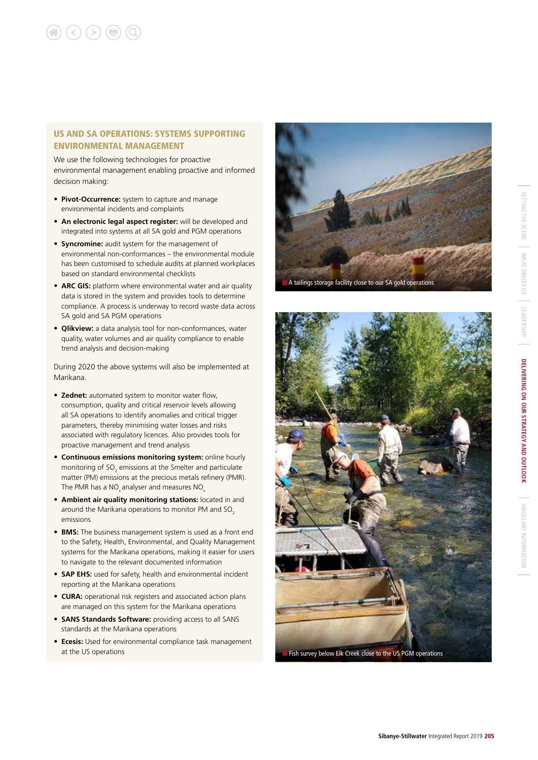## US AND SA OPERATIONS: SYSTEMS SUPPORTING ENVIRONMENTAL MANAGEMENT

We use the following technologies for proactive environmental management enabling proactive and informed decision making:

- **Pivot-Occurrence:** system to capture and manage environmental incidents and complaints
- **An electronic legal aspect register:** will be developed and integrated into systems at all SA gold and PGM operations
- **Syncromine:** audit system for the management of environmental non-conformances – the environmental module has been customised to schedule audits at planned workplaces based on standard environmental checklists
- **ARC GIS:** platform where environmental water and air quality data is stored in the system and provides tools to determine compliance. A process is underway to record waste data across SA gold and SA PGM operations
- **Qlikview:** a data analysis tool for non-conformances, water quality, water volumes and air quality compliance to enable trend analysis and decision-making

During 2020 the above systems will also be implemented at Marikana.

- **Zednet:** automated system to monitor water flow, consumption, quality and critical reservoir levels allowing all SA operations to identify anomalies and critical trigger parameters, thereby minimising water losses and risks associated with regulatory licences. Also provides tools for proactive management and trend analysis
- **Continuous emissions monitoring system:** online hourly monitoring of $SO_2$ emissions at the Smelter and particulate matter (PM) emissions at the precious metals refinery (PMR). The PMR has a $NO_x$ analyser and measures $NO_x$
- **Ambient air quality monitoring stations:** located in and around the Marikana operations to monitor PM and $SO_2$ emissions
- **BMS:** The business management system is used as a front end to the Safety, Health, Environmental, and Quality Management systems for the Marikana operations, making it easier for users to navigate to the relevant documented information
- **SAP EHS:** used for safety, health and environmental incident reporting at the Marikana operations
- **CURA:** operational risk registers and associated action plans are managed on this system for the Marikana operations
- **SANS Standards Software:** providing access to all SANS standards at the Marikana operations
- **Ecesis:** Used for environmental compliance task management at the US operations

A tailings storage facility close to our SA gold operations

Fish survey below Elk Creek close to the US PGM operations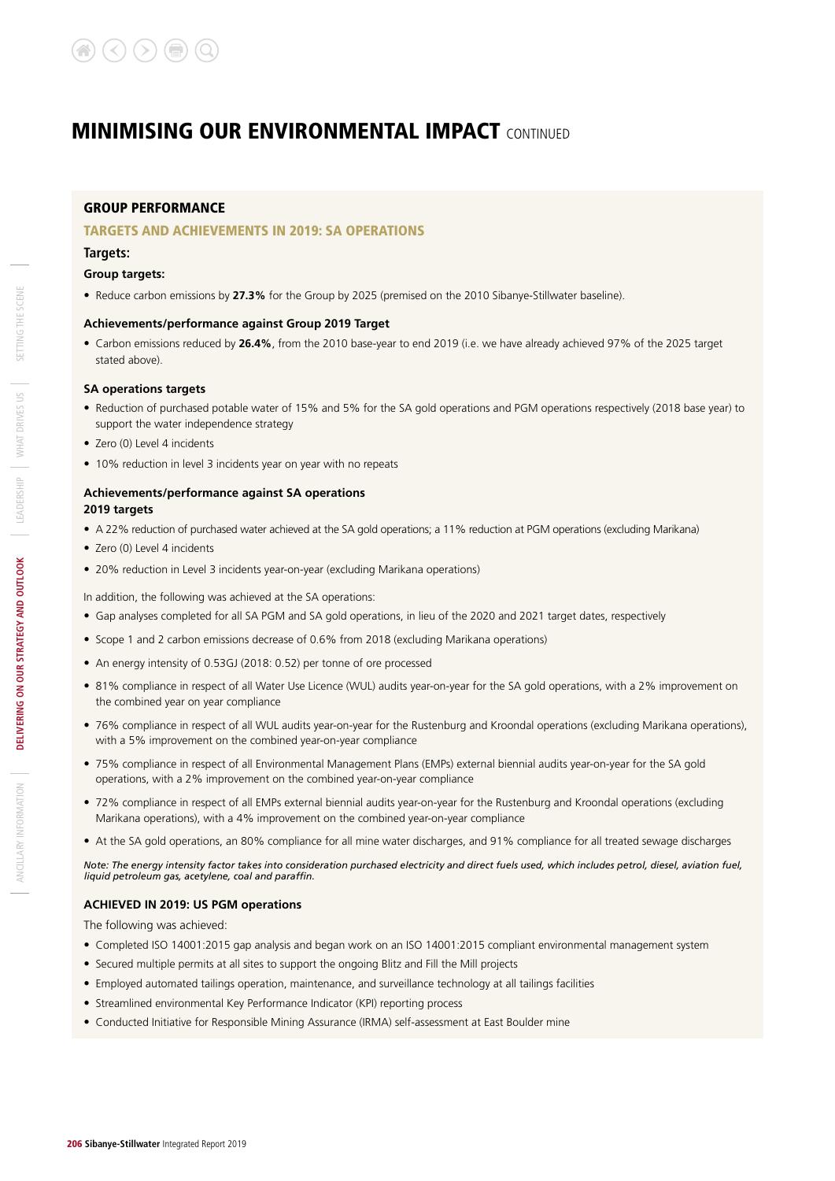# MINIMISING OUR ENVIRONMENTAL IMPACT CONTINUED

## GROUP PERFORMANCE

### TARGETS AND ACHIEVEMENTS IN 2019: SA OPERATIONS

**Targets:**

**Group targets:**

- Reduce carbon emissions by **27.3%** for the Group by 2025 (premised on the 2010 Sibanye-Stillwater baseline).

**Achievements/performance against Group 2019 Target**

- Carbon emissions reduced by **26.4%**, from the 2010 base-year to end 2019 (i.e. we have already achieved 97% of the 2025 target stated above).

**SA operations targets**

- Reduction of purchased potable water of 15% and 5% for the SA gold operations and PGM operations respectively (2018 base year) to support the water independence strategy
- Zero (0) Level 4 incidents
- 10% reduction in level 3 incidents year on year with no repeats

**Achievements/performance against SA operations 2019 targets**

- A 22% reduction of purchased water achieved at the SA gold operations; a 11% reduction at PGM operations (excluding Marikana)
- Zero (0) Level 4 incidents
- 20% reduction in Level 3 incidents year-on-year (excluding Marikana operations)

In addition, the following was achieved at the SA operations:

- Gap analyses completed for all SA PGM and SA gold operations, in lieu of the 2020 and 2021 target dates, respectively
- Scope 1 and 2 carbon emissions decrease of 0.6% from 2018 (excluding Marikana operations)
- An energy intensity of 0.53GJ (2018: 0.52) per tonne of ore processed
- 81% compliance in respect of all Water Use Licence (WUL) audits year-on-year for the SA gold operations, with a 2% improvement on the combined year on year compliance
- 76% compliance in respect of all WUL audits year-on-year for the Rustenburg and Kroondal operations (excluding Marikana operations), with a 5% improvement on the combined year-on-year compliance
- 75% compliance in respect of all Environmental Management Plans (EMPs) external biennial audits year-on-year for the SA gold operations, with a 2% improvement on the combined year-on-year compliance
- 72% compliance in respect of all EMPs external biennial audits year-on-year for the Rustenburg and Kroondal operations (excluding Marikana operations), with a 4% improvement on the combined year-on-year compliance
- At the SA gold operations, an 80% compliance for all mine water discharges, and 91% compliance for all treated sewage discharges

*Note: The energy intensity factor takes into consideration purchased electricity and direct fuels used, which includes petrol, diesel, aviation fuel, liquid petroleum gas, acetylene, coal and paraffin.*

**ACHIEVED IN 2019: US PGM operations**

The following was achieved:

- Completed ISO 14001:2015 gap analysis and began work on an ISO 14001:2015 compliant environmental management system
- Secured multiple permits at all sites to support the ongoing Blitz and Fill the Mill projects
- Employed automated tailings operation, maintenance, and surveillance technology at all tailings facilities
- Streamlined environmental Key Performance Indicator (KPI) reporting process
- Conducted Initiative for Responsible Mining Assurance (IRMA) self-assessment at East Boulder mine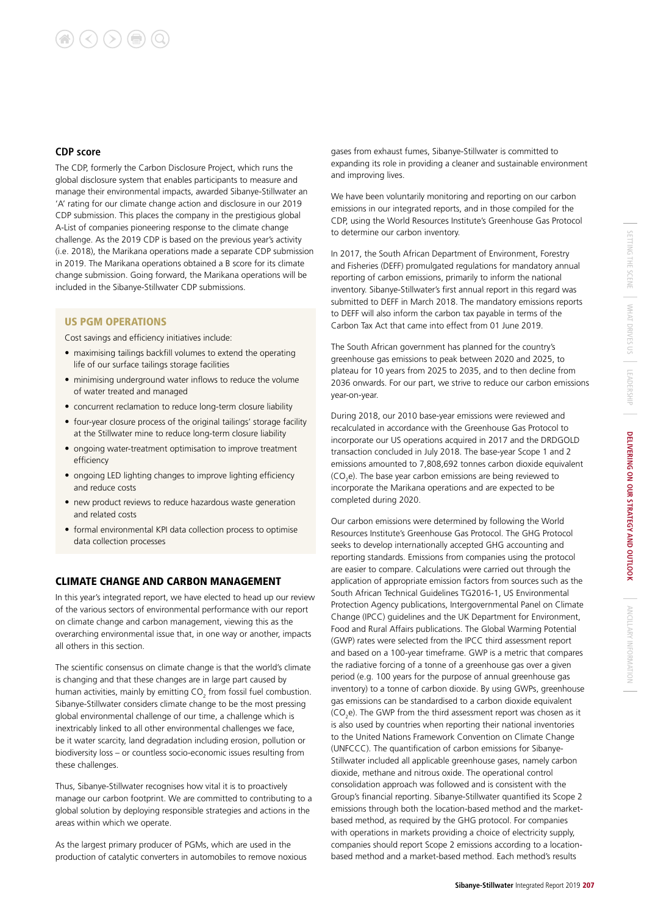## CDP score

The CDP, formerly the Carbon Disclosure Project, which runs the global disclosure system that enables participants to measure and manage their environmental impacts, awarded Sibanye-Stillwater an 'A' rating for our climate change action and disclosure in our 2019 CDP submission. This places the company in the prestigious global A-List of companies pioneering response to the climate change challenge. As the 2019 CDP is based on the previous year's activity (i.e. 2018), the Marikana operations made a separate CDP submission in 2019. The Marikana operations obtained a B score for its climate change submission. Going forward, the Marikana operations will be included in the Sibanye-Stillwater CDP submissions.

### US PGM OPERATIONS

Cost savings and efficiency initiatives include:

- maximising tailings backfill volumes to extend the operating life of our surface tailings storage facilities
- minimising underground water inflows to reduce the volume of water treated and managed
- concurrent reclamation to reduce long-term closure liability
- four-year closure process of the original tailings' storage facility at the Stillwater mine to reduce long-term closure liability
- ongoing water-treatment optimisation to improve treatment efficiency
- ongoing LED lighting changes to improve lighting efficiency and reduce costs
- new product reviews to reduce hazardous waste generation and related costs
- formal environmental KPI data collection process to optimise data collection processes

## CLIMATE CHANGE AND CARBON MANAGEMENT

In this year's integrated report, we have elected to head up our review of the various sectors of environmental performance with our report on climate change and carbon management, viewing this as the overarching environmental issue that, in one way or another, impacts all others in this section.

The scientific consensus on climate change is that the world's climate is changing and that these changes are in large part caused by human activities, mainly by emitting $CO_2$ from fossil fuel combustion. Sibanye-Stillwater considers climate change to be the most pressing global environmental challenge of our time, a challenge which is inextricably linked to all other environmental challenges we face, be it water scarcity, land degradation including erosion, pollution or biodiversity loss – or countless socio-economic issues resulting from these challenges.

Thus, Sibanye-Stillwater recognises how vital it is to proactively manage our carbon footprint. We are committed to contributing to a global solution by deploying responsible strategies and actions in the areas within which we operate.

As the largest primary producer of PGMs, which are used in the production of catalytic converters in automobiles to remove noxious gases from exhaust fumes, Sibanye-Stillwater is committed to expanding its role in providing a cleaner and sustainable environment and improving lives.

We have been voluntarily monitoring and reporting on our carbon emissions in our integrated reports, and in those compiled for the CDP, using the World Resources Institute's Greenhouse Gas Protocol to determine our carbon inventory.

In 2017, the South African Department of Environment, Forestry and Fisheries (DEFF) promulgated regulations for mandatory annual reporting of carbon emissions, primarily to inform the national inventory. Sibanye-Stillwater's first annual report in this regard was submitted to DEFF in March 2018. The mandatory emissions reports to DEFF will also inform the carbon tax payable in terms of the Carbon Tax Act that came into effect from 01 June 2019.

The South African government has planned for the country's greenhouse gas emissions to peak between 2020 and 2025, to plateau for 10 years from 2025 to 2035, and to then decline from 2036 onwards. For our part, we strive to reduce our carbon emissions year-on-year.

During 2018, our 2010 base-year emissions were reviewed and recalculated in accordance with the Greenhouse Gas Protocol to incorporate our US operations acquired in 2017 and the DRDGOLD transaction concluded in July 2018. The base-year Scope 1 and 2 emissions amounted to 7,808,692 tonnes carbon dioxide equivalent ($CO_2e$). The base year carbon emissions are being reviewed to incorporate the Marikana operations and are expected to be completed during 2020.

Our carbon emissions were determined by following the World Resources Institute's Greenhouse Gas Protocol. The GHG Protocol seeks to develop internationally accepted GHG accounting and reporting standards. Emissions from companies using the protocol are easier to compare. Calculations were carried out through the application of appropriate emission factors from sources such as the South African Technical Guidelines TG2016-1, US Environmental Protection Agency publications, Intergovernmental Panel on Climate Change (IPCC) guidelines and the UK Department for Environment, Food and Rural Affairs publications. The Global Warming Potential (GWP) rates were selected from the IPCC third assessment report and based on a 100-year timeframe. GWP is a metric that compares the radiative forcing of a tonne of a greenhouse gas over a given period (e.g. 100 years for the purpose of annual greenhouse gas inventory) to a tonne of carbon dioxide. By using GWPs, greenhouse gas emissions can be standardised to a carbon dioxide equivalent ($CO_2e$). The GWP from the third assessment report was chosen as it is also used by countries when reporting their national inventories to the United Nations Framework Convention on Climate Change (UNFCCC). The quantification of carbon emissions for Sibanye-Stillwater included all applicable greenhouse gases, namely carbon dioxide, methane and nitrous oxide. The operational control consolidation approach was followed and is consistent with the Group's financial reporting. Sibanye-Stillwater quantified its Scope 2 emissions through both the location-based method and the market-based method, as required by the GHG protocol. For companies with operations in markets providing a choice of electricity supply, companies should report Scope 2 emissions according to a location-based method and a market-based method. Each method's results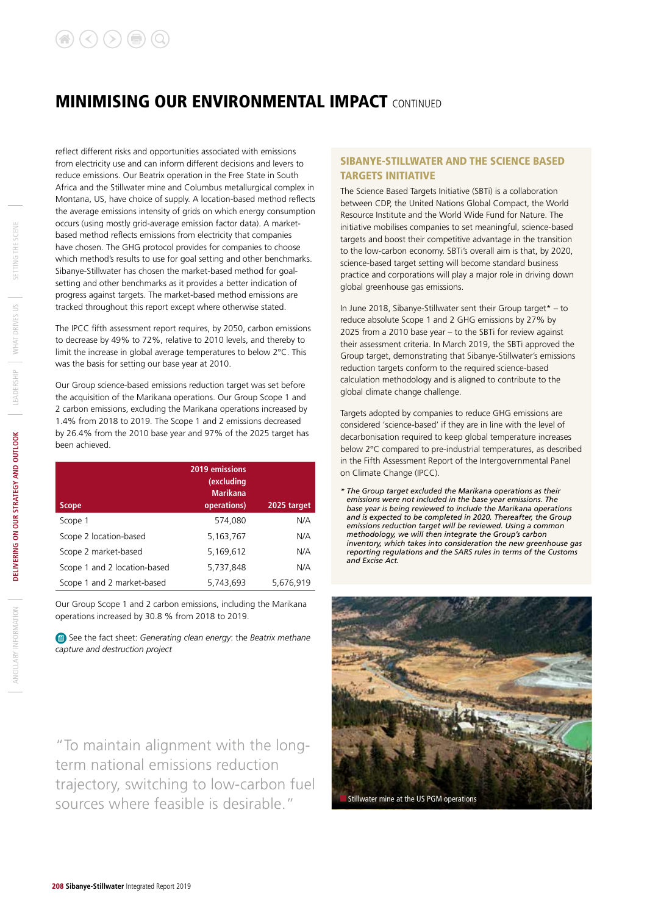# MINIMISING OUR ENVIRONMENTAL IMPACT CONTINUED

reflect different risks and opportunities associated with emissions from electricity use and can inform different decisions and levers to reduce emissions. Our Beatrix operation in the Free State in South Africa and the Stillwater mine and Columbus metallurgical complex in Montana, US, have choice of supply. A location-based method reflects the average emissions intensity of grids on which energy consumption occurs (using mostly grid-average emission factor data). A market-based method reflects emissions from electricity that companies have chosen. The GHG protocol provides for companies to choose which method's results to use for goal setting and other benchmarks. Sibanye-Stillwater has chosen the market-based method for goal-setting and other benchmarks as it provides a better indication of progress against targets. The market-based method emissions are tracked throughout this report except where otherwise stated.

The IPCC fifth assessment report requires, by 2050, carbon emissions to decrease by 49% to 72%, relative to 2010 levels, and thereby to limit the increase in global average temperatures to below 2°C. This was the basis for setting our base year at 2010.

Our Group science-based emissions reduction target was set before the acquisition of the Marikana operations. Our Group Scope 1 and 2 carbon emissions, excluding the Marikana operations increased by 1.4% from 2018 to 2019. The Scope 1 and 2 emissions decreased by 26.4% from the 2010 base year and 97% of the 2025 target has been achieved.

| Scope | 2019 emissions (excluding Marikana operations) | 2025 target |
|---|---|---|
| Scope 1 | 574,080 | N/A |
| Scope 2 location-based | 5,163,767 | N/A |
| Scope 2 market-based | 5,169,612 | N/A |
| Scope 1 and 2 location-based | 5,737,848 | N/A |
| Scope 1 and 2 market-based | 5,743,693 | 5,676,919 |

Our Group Scope 1 and 2 carbon emissions, including the Marikana operations increased by 30.8 % from 2018 to 2019.

See the fact sheet: *Generating clean energy*: the *Beatrix methane capture and destruction project*

"To maintain alignment with the long-term national emissions reduction trajectory, switching to low-carbon fuel sources where feasible is desirable."

## SIBANYE-STILLWATER AND THE SCIENCE BASED TARGETS INITIATIVE

The Science Based Targets Initiative (SBTi) is a collaboration between CDP, the United Nations Global Compact, the World Resource Institute and the World Wide Fund for Nature. The initiative mobilises companies to set meaningful, science-based targets and boost their competitive advantage in the transition to the low-carbon economy. SBTi's overall aim is that, by 2020, science-based target setting will become standard business practice and corporations will play a major role in driving down global greenhouse gas emissions.

In June 2018, Sibanye-Stillwater sent their Group target* – to reduce absolute Scope 1 and 2 GHG emissions by 27% by 2025 from a 2010 base year – to the SBTi for review against their assessment criteria. In March 2019, the SBTi approved the Group target, demonstrating that Sibanye-Stillwater's emissions reduction targets conform to the required science-based calculation methodology and is aligned to contribute to the global climate change challenge.

Targets adopted by companies to reduce GHG emissions are considered 'science-based' if they are in line with the level of decarbonisation required to keep global temperature increases below 2°C compared to pre-industrial temperatures, as described in the Fifth Assessment Report of the Intergovernmental Panel on Climate Change (IPCC).

*\* The Group target excluded the Marikana operations as their emissions were not included in the base year emissions. The base year is being reviewed to include the Marikana operations and is expected to be completed in 2020. Thereafter, the Group emissions reduction target will be reviewed. Using a common methodology, we will then integrate the Group's carbon inventory, which takes into consideration the new greenhouse gas reporting regulations and the SARS rules in terms of the Customs and Excise Act.*

Stillwater mine at the US PGM operations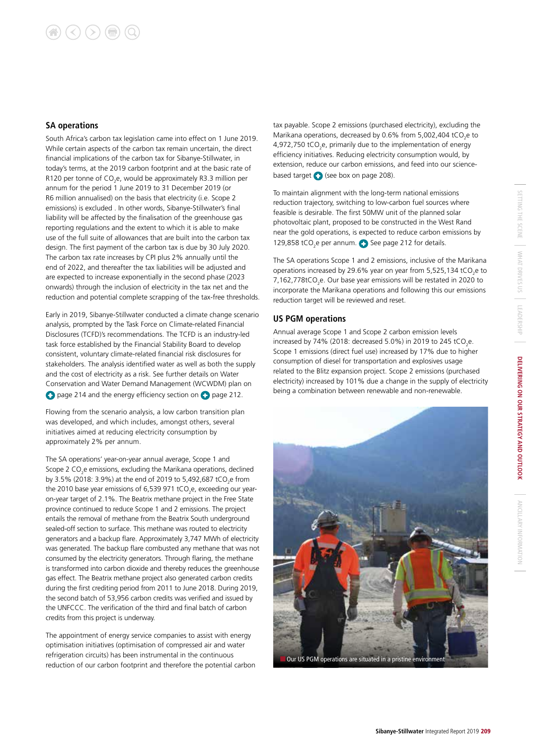## SA operations

South Africa's carbon tax legislation came into effect on 1 June 2019. While certain aspects of the carbon tax remain uncertain, the direct financial implications of the carbon tax for Sibanye-Stillwater, in today's terms, at the 2019 carbon footprint and at the basic rate of R120 per tonne of $CO_2e$, would be approximately R3.3 million per annum for the period 1 June 2019 to 31 December 2019 (or R6 million annualised) on the basis that electricity (i.e. Scope 2 emissions) is excluded . In other words, Sibanye-Stillwater's final liability will be affected by the finalisation of the greenhouse gas reporting regulations and the extent to which it is able to make use of the full suite of allowances that are built into the carbon tax design. The first payment of the carbon tax is due by 30 July 2020. The carbon tax rate increases by CPI plus 2% annually until the end of 2022, and thereafter the tax liabilities will be adjusted and are expected to increase exponentially in the second phase (2023 onwards) through the inclusion of electricity in the tax net and the reduction and potential complete scrapping of the tax-free thresholds.

Early in 2019, Sibanye-Stillwater conducted a climate change scenario analysis, prompted by the Task Force on Climate-related Financial Disclosures (TCFD)'s recommendations. The TCFD is an industry-led task force established by the Financial Stability Board to develop consistent, voluntary climate-related financial risk disclosures for stakeholders. The analysis identified water as well as both the supply and the cost of electricity as a risk. See further details on Water Conservation and Water Demand Management (WCWDM) plan on page 214 and the energy efficiency section on page 212.

Flowing from the scenario analysis, a low carbon transition plan was developed, and which includes, amongst others, several initiatives aimed at reducing electricity consumption by approximately 2% per annum.

The SA operations' year-on-year annual average, Scope 1 and Scope 2 $CO_2e$ emissions, excluding the Marikana operations, declined by 3.5% (2018: 3.9%) at the end of 2019 to 5,492,687 $tCO_2e$ from the 2010 base year emissions of 6,539 971 $tCO_2e$, exceeding our year-on-year target of 2.1%. The Beatrix methane project in the Free State province continued to reduce Scope 1 and 2 emissions. The project entails the removal of methane from the Beatrix South underground sealed-off section to surface. This methane was routed to electricity generators and a backup flare. Approximately 3,747 MWh of electricity was generated. The backup flare combusted any methane that was not consumed by the electricity generators. Through flaring, the methane is transformed into carbon dioxide and thereby reduces the greenhouse gas effect. The Beatrix methane project also generated carbon credits during the first crediting period from 2011 to June 2018. During 2019, the second batch of 53,956 carbon credits was verified and issued by the UNFCCC. The verification of the third and final batch of carbon credits from this project is underway.

The appointment of energy service companies to assist with energy optimisation initiatives (optimisation of compressed air and water refrigeration circuits) has been instrumental in the continuous reduction of our carbon footprint and therefore the potential carbon tax payable. Scope 2 emissions (purchased electricity), excluding the Marikana operations, decreased by 0.6% from 5,002,404 $tCO_2e$ to 4,972,750 $tCO_2e$, primarily due to the implementation of energy efficiency initiatives. Reducing electricity consumption would, by extension, reduce our carbon emissions, and feed into our science-based target (see box on page 208).

To maintain alignment with the long-term national emissions reduction trajectory, switching to low-carbon fuel sources where feasible is desirable. The first 50MW unit of the planned solar photovoltaic plant, proposed to be constructed in the West Rand near the gold operations, is expected to reduce carbon emissions by 129,858 $tCO_2e$ per annum. See page 212 for details.

The SA operations Scope 1 and 2 emissions, inclusive of the Marikana operations increased by 29.6% year on year from 5,525,134 $tCO_2e$ to 7,162,778$tCO_2e$. Our base year emissions will be restated in 2020 to incorporate the Marikana operations and following this our emissions reduction target will be reviewed and reset.

## US PGM operations

Annual average Scope 1 and Scope 2 carbon emission levels increased by 74% (2018: decreased 5.0%) in 2019 to 245 $tCO_2e$. Scope 1 emissions (direct fuel use) increased by 17% due to higher consumption of diesel for transportation and explosives usage related to the Blitz expansion project. Scope 2 emissions (purchased electricity) increased by 101% due a change in the supply of electricity being a combination between renewable and non-renewable.

Our US PGM operations are situated in a pristine environment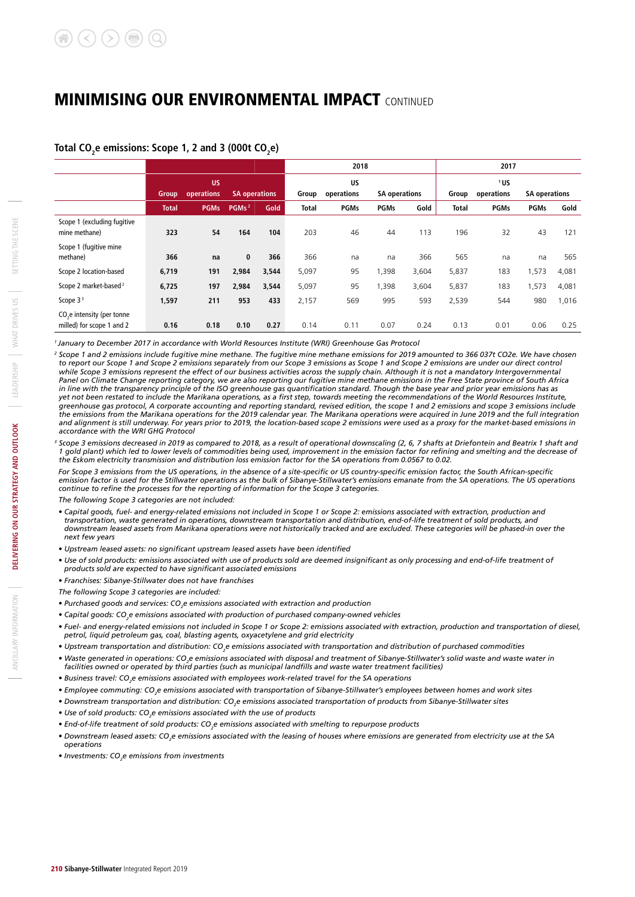# MINIMISING OUR ENVIRONMENTAL IMPACT CONTINUED

### Total $CO_2e$ emissions: Scope 1, 2 and 3 (000t $CO_2e$)

| | Group | US operations | SA operations | | 2018 | | | | 2017 | | | |
|---|---|---|---|---|---|---|---|---|---|---|---|---|
| | | | | | Group | US operations | SA operations | | Group | US operations[1] | SA operations | |
| | **Total** | **PGMs** | **PGMs**[2] | **Gold** | Total | PGMs | PGMs | Gold | Total | PGMs | PGMs | Gold |
| Scope 1 (excluding fugitive mine methane) | **323** | **54** | **164** | **104** | 203 | 46 | 44 | 113 | 196 | 32 | 43 | 121 |
| Scope 1 (fugitive mine methane) | **366** | **na** | **0** | **366** | 366 | na | na | 366 | 565 | na | na | 565 |
| Scope 2 location-based | **6,719** | **191** | **2,984** | **3,544** | 5,097 | 95 | 1,398 | 3,604 | 5,837 | 183 | 1,573 | 4,081 |
| Scope 2 market-based[2] | **6,725** | **197** | **2,984** | **3,544** | 5,097 | 95 | 1,398 | 3,604 | 5,837 | 183 | 1,573 | 4,081 |
| Scope 3[3] | **1,597** | **211** | **953** | **433** | 2,157 | 569 | 995 | 593 | 2,539 | 544 | 980 | 1,016 |
| $CO_2e$ intensity (per tonne milled) for scope 1 and 2 | **0.16** | **0.18** | **0.10** | **0.27** | 0.14 | 0.11 | 0.07 | 0.24 | 0.13 | 0.01 | 0.06 | 0.25 |

*[1] January to December 2017 in accordance with World Resources Institute (WRI) Greenhouse Gas Protocol*

*[2] Scope 1 and 2 emissions include fugitive mine methane. The fugitive mine methane emissions for 2019 amounted to 366 037t CO2e. We have chosen to report our Scope 1 and Scope 2 emissions separately from our Scope 3 emissions as Scope 1 and Scope 2 emissions are under our direct control while Scope 3 emissions represent the effect of our business activities across the supply chain. Although it is not a mandatory Intergovernmental Panel on Climate Change reporting category, we are also reporting our fugitive mine methane emissions in the Free State province of South Africa in line with the transparency principle of the ISO greenhouse gas quantification standard. Though the base year and prior year emissions has as yet not been restated to include the Marikana operations, as a first step, towards meeting the recommendations of the World Resources Institute, greenhouse gas protocol, A corporate accounting and reporting standard, revised edition, the scope 1 and 2 emissions and scope 3 emissions include the emissions from the Marikana operations for the 2019 calendar year. The Marikana operations were acquired in June 2019 and the full integration and alignment is still underway. For years prior to 2019, the location-based scope 2 emissions were used as a proxy for the market-based emissions in accordance with the WRI GHG Protocol*

*[3] Scope 3 emissions decreased in 2019 as compared to 2018, as a result of operational downscaling (2, 6, 7 shafts at Driefontein and Beatrix 1 shaft and 1 gold plant) which led to lower levels of commodities being used, improvement in the emission factor for refining and smelting and the decrease of the Eskom electricity transmission and distribution loss emission factor for the SA operations from 0.0567 to 0.02.*

*For Scope 3 emissions from the US operations, in the absence of a site-specific or US country-specific emission factor, the South African-specific emission factor is used for the Stillwater operations as the bulk of Sibanye-Stillwater's emissions emanate from the SA operations. The US operations continue to refine the processes for the reporting of information for the Scope 3 categories.*

*The following Scope 3 categories are not included:*

- *Capital goods, fuel- and energy-related emissions not included in Scope 1 or Scope 2: emissions associated with extraction, production and transportation, waste generated in operations, downstream transportation and distribution, end-of-life treatment of sold products, and downstream leased assets from Marikana operations were not historically tracked and are excluded. These categories will be phased-in over the next few years*
- *Upstream leased assets: no significant upstream leased assets have been identified*
- *Use of sold products: emissions associated with use of products sold are deemed insignificant as only processing and end-of-life treatment of products sold are expected to have significant associated emissions*
- *Franchises: Sibanye-Stillwater does not have franchises*

*The following Scope 3 categories are included:*

- *Purchased goods and services: $CO_2e$ emissions associated with extraction and production*
- *Capital goods: $CO_2e$ emissions associated with production of purchased company-owned vehicles*
- *Fuel- and energy-related emissions not included in Scope 1 or Scope 2: emissions associated with extraction, production and transportation of diesel, petrol, liquid petroleum gas, coal, blasting agents, oxyacetylene and grid electricity*
- *Upstream transportation and distribution: $CO_2e$ emissions associated with transportation and distribution of purchased commodities*
- *Waste generated in operations: $CO_2e$ emissions associated with disposal and treatment of Sibanye-Stillwater's solid waste and waste water in facilities owned or operated by third parties (such as municipal landfills and waste water treatment facilities)*
- *Business travel: $CO_2e$ emissions associated with employees work-related travel for the SA operations*
- *Employee commuting: $CO_2e$ emissions associated with transportation of Sibanye-Stillwater's employees between homes and work sites*
- *Downstream transportation and distribution: $CO_2e$ emissions associated transportation of products from Sibanye-Stillwater sites*
- *Use of sold products: $CO_2e$ emissions associated with the use of products*
- *End-of-life treatment of sold products: $CO_2e$ emissions associated with smelting to repurpose products*
- *Downstream leased assets: $CO_2e$ emissions associated with the leasing of houses where emissions are generated from electricity use at the SA operations*
- *Investments: $CO_2e$ emissions from investments*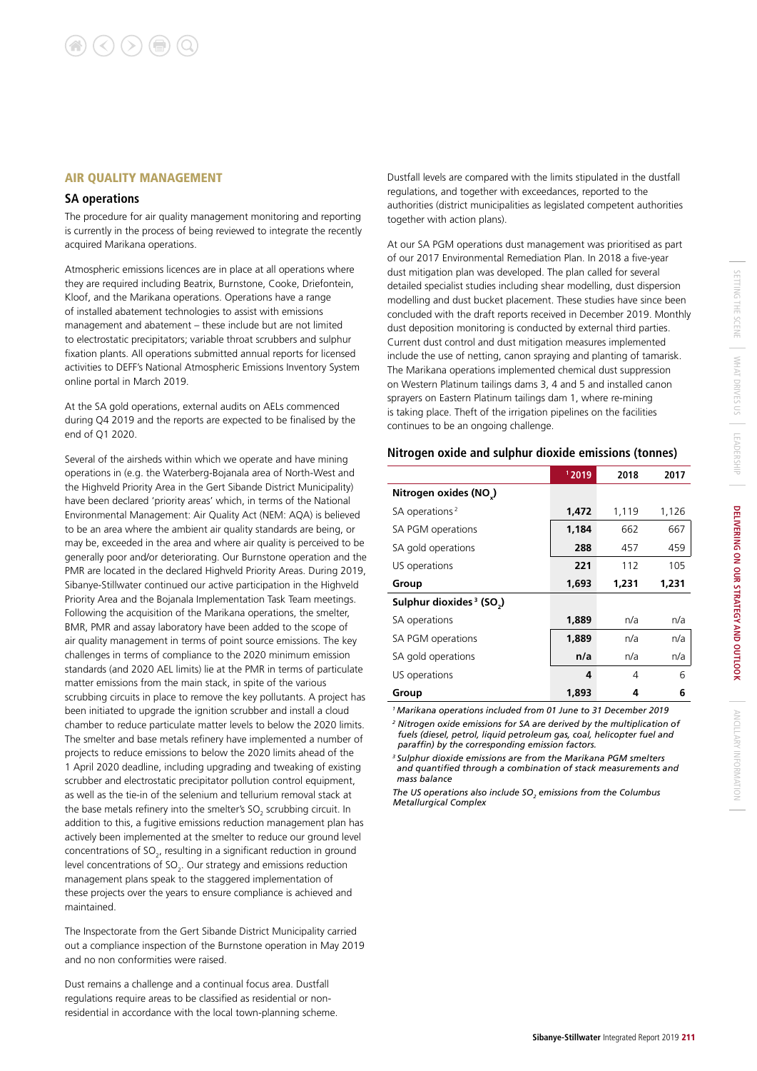## AIR QUALITY MANAGEMENT

### SA operations

The procedure for air quality management monitoring and reporting is currently in the process of being reviewed to integrate the recently acquired Marikana operations.

Atmospheric emissions licences are in place at all operations where they are required including Beatrix, Burnstone, Cooke, Driefontein, Kloof, and the Marikana operations. Operations have a range of installed abatement technologies to assist with emissions management and abatement – these include but are not limited to electrostatic precipitators; variable throat scrubbers and sulphur fixation plants. All operations submitted annual reports for licensed activities to DEFF's National Atmospheric Emissions Inventory System online portal in March 2019.

At the SA gold operations, external audits on AELs commenced during Q4 2019 and the reports are expected to be finalised by the end of Q1 2020.

Several of the airsheds within which we operate and have mining operations in (e.g. the Waterberg-Bojanala area of North-West and the Highveld Priority Area in the Gert Sibande District Municipality) have been declared 'priority areas' which, in terms of the National Environmental Management: Air Quality Act (NEM: AQA) is believed to be an area where the ambient air quality standards are being, or may be, exceeded in the area and where air quality is perceived to be generally poor and/or deteriorating. Our Burnstone operation and the PMR are located in the declared Highveld Priority Areas. During 2019, Sibanye-Stillwater continued our active participation in the Highveld Priority Area and the Bojanala Implementation Task Team meetings. Following the acquisition of the Marikana operations, the smelter, BMR, PMR and assay laboratory have been added to the scope of air quality management in terms of point source emissions. The key challenges in terms of compliance to the 2020 minimum emission standards (and 2020 AEL limits) lie at the PMR in terms of particulate matter emissions from the main stack, in spite of the various scrubbing circuits in place to remove the key pollutants. A project has been initiated to upgrade the ignition scrubber and install a cloud chamber to reduce particulate matter levels to below the 2020 limits. The smelter and base metals refinery have implemented a number of projects to reduce emissions to below the 2020 limits ahead of the 1 April 2020 deadline, including upgrading and tweaking of existing scrubber and electrostatic precipitator pollution control equipment, as well as the tie-in of the selenium and tellurium removal stack at the base metals refinery into the smelter's $SO_2$ scrubbing circuit. In addition to this, a fugitive emissions reduction management plan has actively been implemented at the smelter to reduce our ground level concentrations of $SO_2$, resulting in a significant reduction in ground level concentrations of $SO_2$. Our strategy and emissions reduction management plans speak to the staggered implementation of these projects over the years to ensure compliance is achieved and maintained.

The Inspectorate from the Gert Sibande District Municipality carried out a compliance inspection of the Burnstone operation in May 2019 and no non conformities were raised.

Dust remains a challenge and a continual focus area. Dustfall regulations require areas to be classified as residential or non-residential in accordance with the local town-planning scheme. Dustfall levels are compared with the limits stipulated in the dustfall regulations, and together with exceedances, reported to the authorities (district municipalities as legislated competent authorities together with action plans).

At our SA PGM operations dust management was prioritised as part of our 2017 Environmental Remediation Plan. In 2018 a five-year dust mitigation plan was developed. The plan called for several detailed specialist studies including shear modelling, dust dispersion modelling and dust bucket placement. These studies have since been concluded with the draft reports received in December 2019. Monthly dust deposition monitoring is conducted by external third parties. Current dust control and dust mitigation measures implemented include the use of netting, canon spraying and planting of tamarisk. The Marikana operations implemented chemical dust suppression on Western Platinum tailings dams 3, 4 and 5 and installed canon sprayers on Eastern Platinum tailings dam 1, where re-mining is taking place. Theft of the irrigation pipelines on the facilities continues to be an ongoing challenge.

### Nitrogen oxide and sulphur dioxide emissions (tonnes)

| | 2019[1] | 2018 | 2017 |
|---|---|---|---|
| **Nitrogen oxides ($NO_x$)** | | | |
| SA operations[2] | **1,472** | 1,119 | 1,126 |
| SA PGM operations | **1,184** | 662 | 667 |
| SA gold operations | **288** | 457 | 459 |
| US operations | **221** | 112 | 105 |
| **Group** | **1,693** | **1,231** | **1,231** |
| **Sulphur dioxides[3] ($SO_2$)** | | | |
| SA operations | **1,889** | n/a | n/a |
| SA PGM operations | **1,889** | n/a | n/a |
| SA gold operations | **n/a** | n/a | n/a |
| US operations | **4** | 4 | 6 |
| **Group** | **1,893** | **4** | **6** |

*[1] Marikana operations included from 01 June to 31 December 2019*

*[2] Nitrogen oxide emissions for SA are derived by the multiplication of fuels (diesel, petrol, liquid petroleum gas, coal, helicopter fuel and paraffin) by the corresponding emission factors.*

*[3] Sulphur dioxide emissions are from the Marikana PGM smelters and quantified through a combination of stack measurements and mass balance*

*The US operations also include $SO_2$ emissions from the Columbus Metallurgical Complex*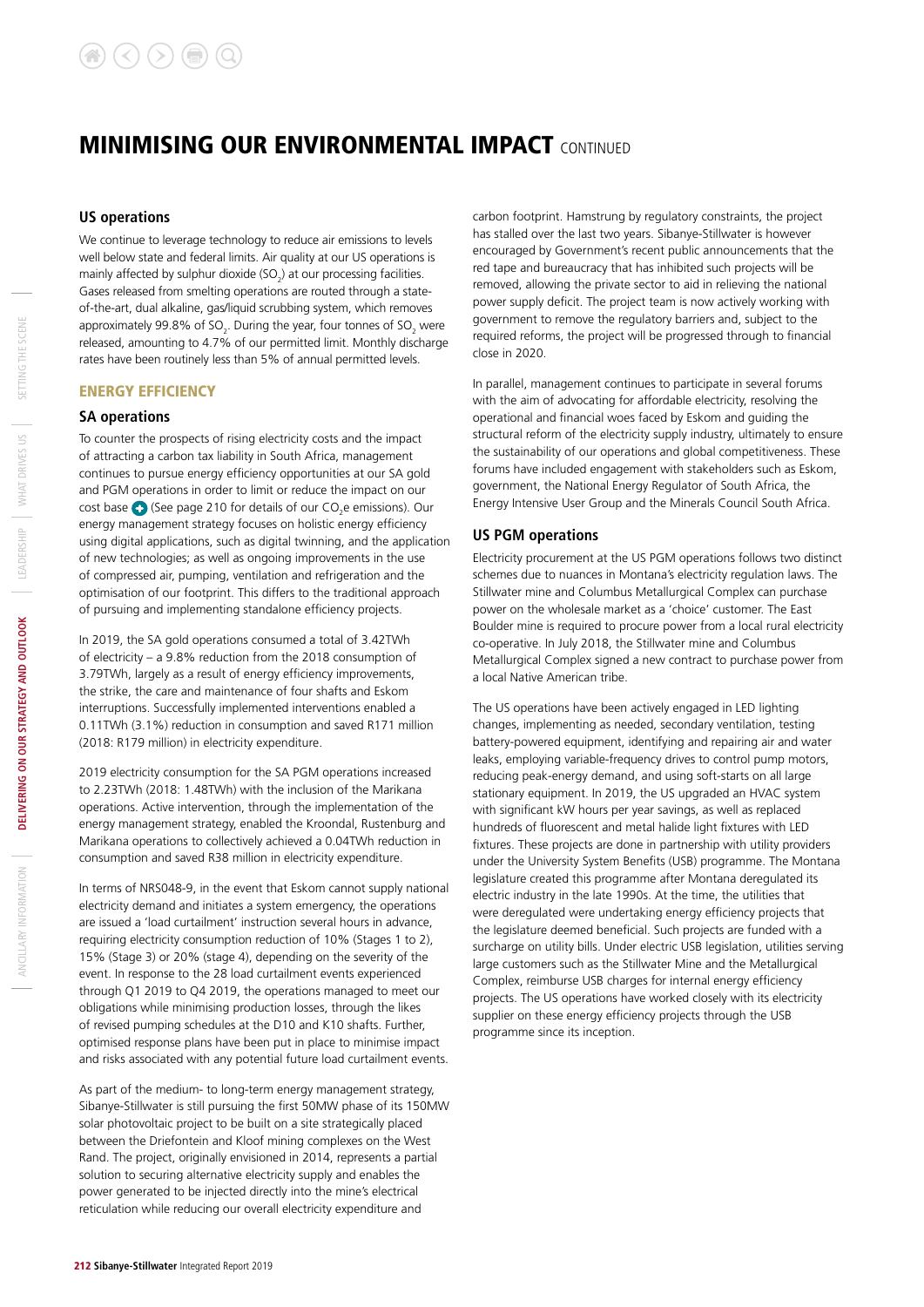# MINIMISING OUR ENVIRONMENTAL IMPACT CONTINUED

### US operations

We continue to leverage technology to reduce air emissions to levels well below state and federal limits. Air quality at our US operations is mainly affected by sulphur dioxide ($SO_2$) at our processing facilities. Gases released from smelting operations are routed through a state-of-the-art, dual alkaline, gas/liquid scrubbing system, which removes approximately 99.8% of $SO_2$. During the year, four tonnes of $SO_2$ were released, amounting to 4.7% of our permitted limit. Monthly discharge rates have been routinely less than 5% of annual permitted levels.

## ENERGY EFFICIENCY

### SA operations

To counter the prospects of rising electricity costs and the impact of attracting a carbon tax liability in South Africa, management continues to pursue energy efficiency opportunities at our SA gold and PGM operations in order to limit or reduce the impact on our cost base (See page 210 for details of our $CO_2e$ emissions). Our energy management strategy focuses on holistic energy efficiency using digital applications, such as digital twinning, and the application of new technologies; as well as ongoing improvements in the use of compressed air, pumping, ventilation and refrigeration and the optimisation of our footprint. This differs to the traditional approach of pursuing and implementing standalone efficiency projects.

In 2019, the SA gold operations consumed a total of 3.42TWh of electricity – a 9.8% reduction from the 2018 consumption of 3.79TWh, largely as a result of energy efficiency improvements, the strike, the care and maintenance of four shafts and Eskom interruptions. Successfully implemented interventions enabled a 0.11TWh (3.1%) reduction in consumption and saved R171 million (2018: R179 million) in electricity expenditure.

2019 electricity consumption for the SA PGM operations increased to 2.23TWh (2018: 1.48TWh) with the inclusion of the Marikana operations. Active intervention, through the implementation of the energy management strategy, enabled the Kroondal, Rustenburg and Marikana operations to collectively achieved a 0.04TWh reduction in consumption and saved R38 million in electricity expenditure.

In terms of NRS048-9, in the event that Eskom cannot supply national electricity demand and initiates a system emergency, the operations are issued a 'load curtailment' instruction several hours in advance, requiring electricity consumption reduction of 10% (Stages 1 to 2), 15% (Stage 3) or 20% (stage 4), depending on the severity of the event. In response to the 28 load curtailment events experienced through Q1 2019 to Q4 2019, the operations managed to meet our obligations while minimising production losses, through the likes of revised pumping schedules at the D10 and K10 shafts. Further, optimised response plans have been put in place to minimise impact and risks associated with any potential future load curtailment events.

As part of the medium- to long-term energy management strategy, Sibanye-Stillwater is still pursuing the first 50MW phase of its 150MW solar photovoltaic project to be built on a site strategically placed between the Driefontein and Kloof mining complexes on the West Rand. The project, originally envisioned in 2014, represents a partial solution to securing alternative electricity supply and enables the power generated to be injected directly into the mine's electrical reticulation while reducing our overall electricity expenditure and carbon footprint. Hamstrung by regulatory constraints, the project has stalled over the last two years. Sibanye-Stillwater is however encouraged by Government's recent public announcements that the red tape and bureaucracy that has inhibited such projects will be removed, allowing the private sector to aid in relieving the national power supply deficit. The project team is now actively working with government to remove the regulatory barriers and, subject to the required reforms, the project will be progressed through to financial close in 2020.

In parallel, management continues to participate in several forums with the aim of advocating for affordable electricity, resolving the operational and financial woes faced by Eskom and guiding the structural reform of the electricity supply industry, ultimately to ensure the sustainability of our operations and global competitiveness. These forums have included engagement with stakeholders such as Eskom, government, the National Energy Regulator of South Africa, the Energy Intensive User Group and the Minerals Council South Africa.

### US PGM operations

Electricity procurement at the US PGM operations follows two distinct schemes due to nuances in Montana's electricity regulation laws. The Stillwater mine and Columbus Metallurgical Complex can purchase power on the wholesale market as a 'choice' customer. The East Boulder mine is required to procure power from a local rural electricity co-operative. In July 2018, the Stillwater mine and Columbus Metallurgical Complex signed a new contract to purchase power from a local Native American tribe.

The US operations have been actively engaged in LED lighting changes, implementing as needed, secondary ventilation, testing battery-powered equipment, identifying and repairing air and water leaks, employing variable-frequency drives to control pump motors, reducing peak-energy demand, and using soft-starts on all large stationary equipment. In 2019, the US upgraded an HVAC system with significant kW hours per year savings, as well as replaced hundreds of fluorescent and metal halide light fixtures with LED fixtures. These projects are done in partnership with utility providers under the University System Benefits (USB) programme. The Montana legislature created this programme after Montana deregulated its electric industry in the late 1990s. At the time, the utilities that were deregulated were undertaking energy efficiency projects that the legislature deemed beneficial. Such projects are funded with a surcharge on utility bills. Under electric USB legislation, utilities serving large customers such as the Stillwater Mine and the Metallurgical Complex, reimburse USB charges for internal energy efficiency projects. The US operations have worked closely with its electricity supplier on these energy efficiency projects through the USB programme since its inception.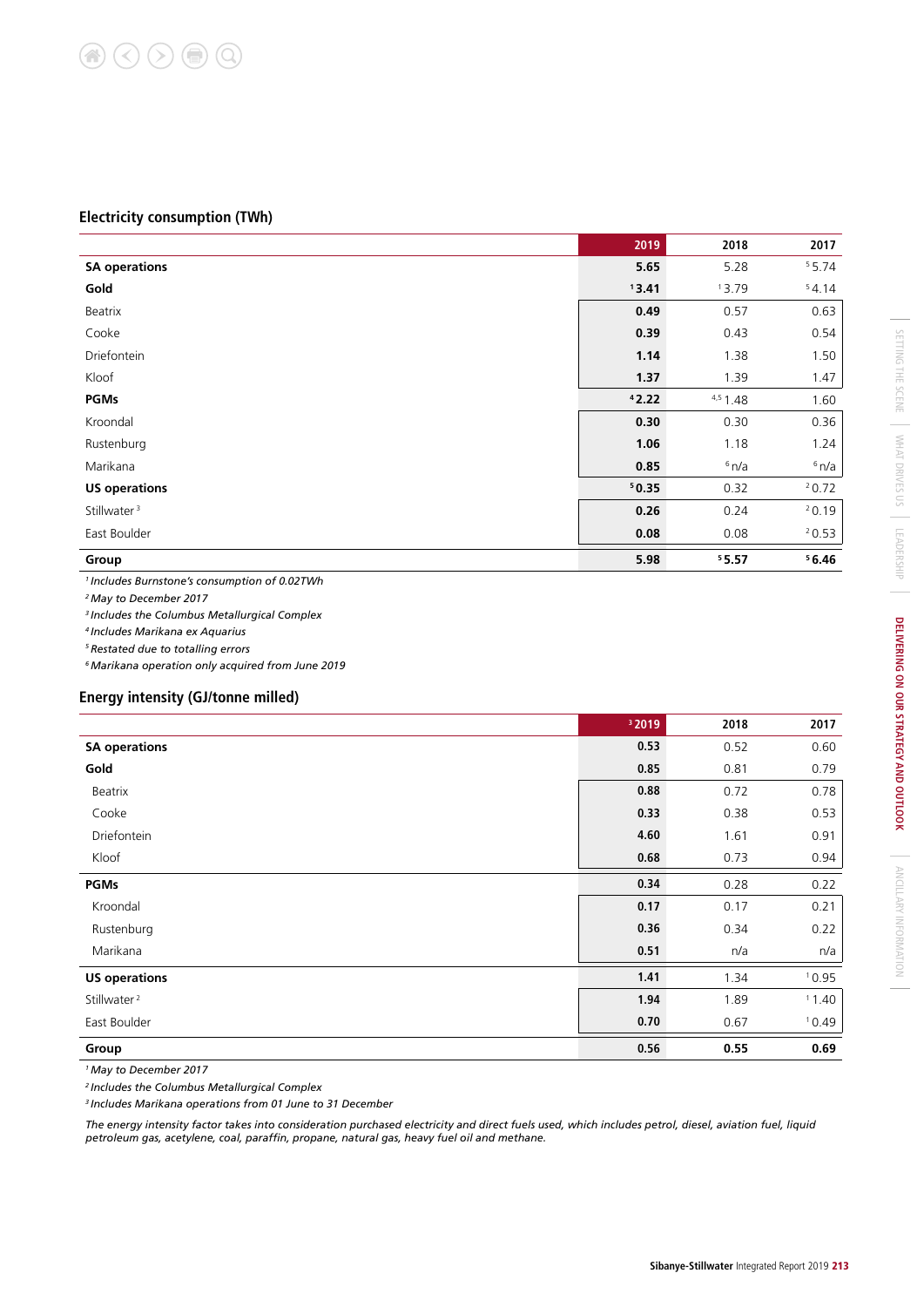## Electricity consumption (TWh)

| | 2019 | 2018 | 2017 |
|---|---|---|---|
| **SA operations** | **5.65** | 5.28 | [5] 5.74 |
| **Gold** | [1] **3.41** | [1] 3.79 | [5] 4.14 |
| Beatrix | **0.49** | 0.57 | 0.63 |
| Cooke | **0.39** | 0.43 | 0.54 |
| Driefontein | **1.14** | 1.38 | 1.50 |
| Kloof | **1.37** | 1.39 | 1.47 |
| **PGMs** | [4] **2.22** | [4,5] 1.48 | 1.60 |
| Kroondal | **0.30** | 0.30 | 0.36 |
| Rustenburg | **1.06** | 1.18 | 1.24 |
| Marikana | **0.85** | [6] n/a | [6] n/a |
| **US operations** | [5] **0.35** | 0.32 | [2] 0.72 |
| Stillwater [3] | **0.26** | 0.24 | [2] 0.19 |
| East Boulder | **0.08** | 0.08 | [2] 0.53 |
| **Group** | **5.98** | [5] **5.57** | [5] **6.46** |

*[1] Includes Burnstone's consumption of 0.02TWh*
*[2] May to December 2017*
*[3] Includes the Columbus Metallurgical Complex*
*[4] Includes Marikana ex Aquarius*
*[5] Restated due to totalling errors*
*[6] Marikana operation only acquired from June 2019*

## Energy intensity (GJ/tonne milled)

| | [3] 2019 | 2018 | 2017 |
|---|---|---|---|
| **SA operations** | **0.53** | 0.52 | 0.60 |
| **Gold** | **0.85** | 0.81 | 0.79 |
| Beatrix | **0.88** | 0.72 | 0.78 |
| Cooke | **0.33** | 0.38 | 0.53 |
| Driefontein | **4.60** | 1.61 | 0.91 |
| Kloof | **0.68** | 0.73 | 0.94 |
| **PGMs** | **0.34** | 0.28 | 0.22 |
| Kroondal | **0.17** | 0.17 | 0.21 |
| Rustenburg | **0.36** | 0.34 | 0.22 |
| Marikana | **0.51** | n/a | n/a |
| **US operations** | **1.41** | 1.34 | [1] 0.95 |
| Stillwater [2] | **1.94** | 1.89 | [1] 1.40 |
| East Boulder | **0.70** | 0.67 | [1] 0.49 |
| **Group** | **0.56** | **0.55** | **0.69** |

*[1] May to December 2017*
*[2] Includes the Columbus Metallurgical Complex*
*[3] Includes Marikana operations from 01 June to 31 December*

*The energy intensity factor takes into consideration purchased electricity and direct fuels used, which includes petrol, diesel, aviation fuel, liquid petroleum gas, acetylene, coal, paraffin, propane, natural gas, heavy fuel oil and methane.*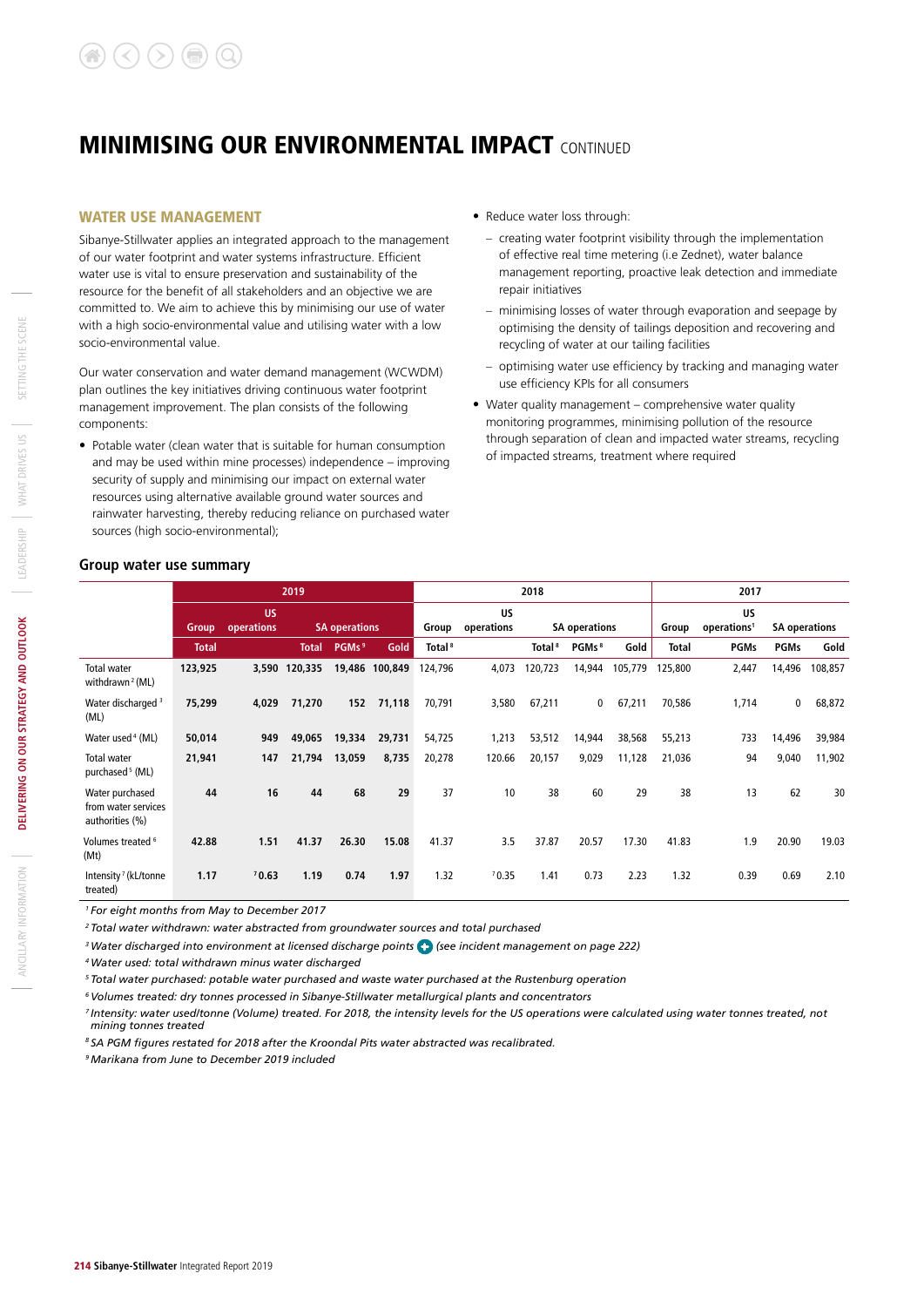# MINIMISING OUR ENVIRONMENTAL IMPACT CONTINUED

## WATER USE MANAGEMENT

Sibanye-Stillwater applies an integrated approach to the management of our water footprint and water systems infrastructure. Efficient water use is vital to ensure preservation and sustainability of the resource for the benefit of all stakeholders and an objective we are committed to. We aim to achieve this by minimising our use of water with a high socio-environmental value and utilising water with a low socio-environmental value.

Our water conservation and water demand management (WCWDM) plan outlines the key initiatives driving continuous water footprint management improvement. The plan consists of the following components:

- Potable water (clean water that is suitable for human consumption and may be used within mine processes) independence – improving security of supply and minimising our impact on external water resources using alternative available ground water sources and rainwater harvesting, thereby reducing reliance on purchased water sources (high socio-environmental);
- Reduce water loss through:
  - creating water footprint visibility through the implementation of effective real time metering (i.e Zednet), water balance management reporting, proactive leak detection and immediate repair initiatives
  - minimising losses of water through evaporation and seepage by optimising the density of tailings deposition and recovering and recycling of water at our tailing facilities
  - optimising water use efficiency by tracking and managing water use efficiency KPIs for all consumers
- Water quality management – comprehensive water quality monitoring programmes, minimising pollution of the resource through separation of clean and impacted water streams, recycling of impacted streams, treatment where required

### Group water use summary

| | 2019 | | | | | 2018 | | | | | 2017 | | | |
|---|---|---|---|---|---|---|---|---|---|---|---|---|---|---|
| | Group | US operations | SA operations | | | Group | US operations | SA operations | | | Group | US operations[1] | SA operations | |
| | Total | | Total | PGMs[9] | Gold | Total[8] | | Total[8] | PGMs[8] | Gold | Total | PGMs | PGMs | Gold |
| Total water withdrawn[2] (ML) | 123,925 | 3,590 | 120,335 | 19,486 | 100,849 | 124,796 | 4,073 | 120,723 | 14,944 | 105,779 | 125,800 | 2,447 | 14,496 | 108,857 |
| Water discharged[3] (ML) | 75,299 | 4,029 | 71,270 | 152 | 71,118 | 70,791 | 3,580 | 67,211 | 0 | 67,211 | 70,586 | 1,714 | 0 | 68,872 |
| Water used[4] (ML) | 50,014 | 949 | 49,065 | 19,334 | 29,731 | 54,725 | 1,213 | 53,512 | 14,944 | 38,568 | 55,213 | 733 | 14,496 | 39,984 |
| Total water purchased[5] (ML) | 21,941 | 147 | 21,794 | 13,059 | 8,735 | 20,278 | 120.66 | 20,157 | 9,029 | 11,128 | 21,036 | 94 | 9,040 | 11,902 |
| Water purchased from water services authorities (%) | 44 | 16 | 44 | 68 | 29 | 37 | 10 | 38 | 60 | 29 | 38 | 13 | 62 | 30 |
| Volumes treated[6] (Mt) | 42.88 | 1.51 | 41.37 | 26.30 | 15.08 | 41.37 | 3.5 | 37.87 | 20.57 | 17.30 | 41.83 | 1.9 | 20.90 | 19.03 |
| Intensity[7] (kL/tonne treated) | 1.17 | [7]0.63 | 1.19 | 0.74 | 1.97 | 1.32 | [7]0.35 | 1.41 | 0.73 | 2.23 | 1.32 | 0.39 | 0.69 | 2.10 |

*[1] For eight months from May to December 2017*

*[2] Total water withdrawn: water abstracted from groundwater sources and total purchased*

*[3] Water discharged into environment at licensed discharge points (see incident management on page 222)*

*[4] Water used: total withdrawn minus water discharged*

*[5] Total water purchased: potable water purchased and waste water purchased at the Rustenburg operation*

*[6] Volumes treated: dry tonnes processed in Sibanye-Stillwater metallurgical plants and concentrators*

*[7] Intensity: water used/tonne (Volume) treated. For 2018, the intensity levels for the US operations were calculated using water tonnes treated, not mining tonnes treated*

*[8] SA PGM figures restated for 2018 after the Kroondal Pits water abstracted was recalibrated.*

*[9] Marikana from June to December 2019 included*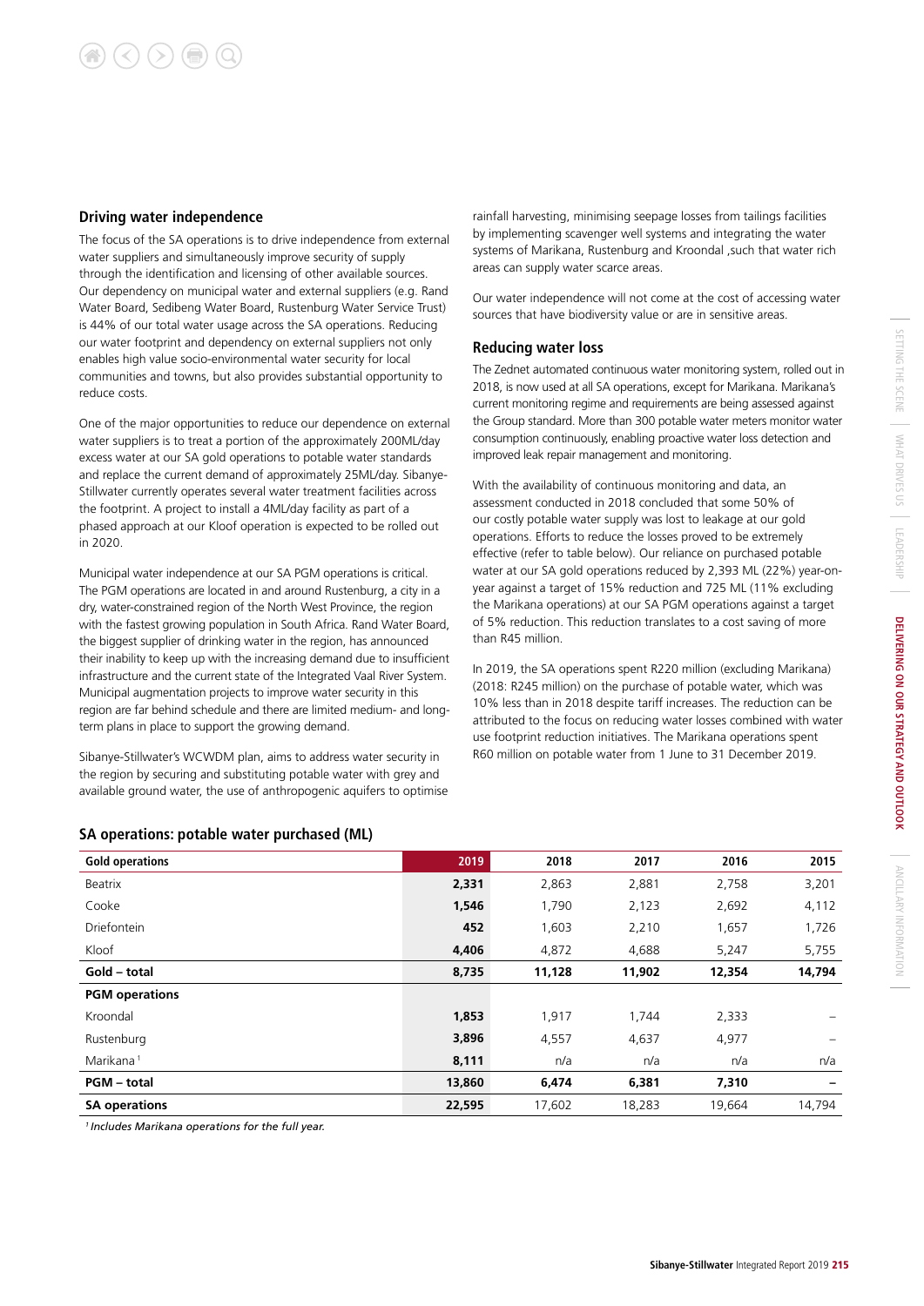## Driving water independence

The focus of the SA operations is to drive independence from external water suppliers and simultaneously improve security of supply through the identification and licensing of other available sources. Our dependency on municipal water and external suppliers (e.g. Rand Water Board, Sedibeng Water Board, Rustenburg Water Service Trust) is 44% of our total water usage across the SA operations. Reducing our water footprint and dependency on external suppliers not only enables high value socio-environmental water security for local communities and towns, but also provides substantial opportunity to reduce costs.

One of the major opportunities to reduce our dependence on external water suppliers is to treat a portion of the approximately 200ML/day excess water at our SA gold operations to potable water standards and replace the current demand of approximately 25ML/day. Sibanye-Stillwater currently operates several water treatment facilities across the footprint. A project to install a 4ML/day facility as part of a phased approach at our Kloof operation is expected to be rolled out in 2020.

Municipal water independence at our SA PGM operations is critical. The PGM operations are located in and around Rustenburg, a city in a dry, water-constrained region of the North West Province, the region with the fastest growing population in South Africa. Rand Water Board, the biggest supplier of drinking water in the region, has announced their inability to keep up with the increasing demand due to insufficient infrastructure and the current state of the Integrated Vaal River System. Municipal augmentation projects to improve water security in this region are far behind schedule and there are limited medium- and long-term plans in place to support the growing demand.

Sibanye-Stillwater's WCWDM plan, aims to address water security in the region by securing and substituting potable water with grey and available ground water, the use of anthropogenic aquifers to optimise rainfall harvesting, minimising seepage losses from tailings facilities by implementing scavenger well systems and integrating the water systems of Marikana, Rustenburg and Kroondal ,such that water rich areas can supply water scarce areas.

Our water independence will not come at the cost of accessing water sources that have biodiversity value or are in sensitive areas.

## Reducing water loss

The Zednet automated continuous water monitoring system, rolled out in 2018, is now used at all SA operations, except for Marikana. Marikana's current monitoring regime and requirements are being assessed against the Group standard. More than 300 potable water meters monitor water consumption continuously, enabling proactive water loss detection and improved leak repair management and monitoring.

With the availability of continuous monitoring and data, an assessment conducted in 2018 concluded that some 50% of our costly potable water supply was lost to leakage at our gold operations. Efforts to reduce the losses proved to be extremely effective (refer to table below). Our reliance on purchased potable water at our SA gold operations reduced by 2,393 ML (22%) year-on-year against a target of 15% reduction and 725 ML (11% excluding the Marikana operations) at our SA PGM operations against a target of 5% reduction. This reduction translates to a cost saving of more than R45 million.

In 2019, the SA operations spent R220 million (excluding Marikana) (2018: R245 million) on the purchase of potable water, which was 10% less than in 2018 despite tariff increases. The reduction can be attributed to the focus on reducing water losses combined with water use footprint reduction initiatives. The Marikana operations spent R60 million on potable water from 1 June to 31 December 2019.

### SA operations: potable water purchased (ML)

| Gold operations | 2019 | 2018 | 2017 | 2016 | 2015 |
|---|---|---|---|---|---|
| Beatrix | **2,331** | 2,863 | 2,881 | 2,758 | 3,201 |
| Cooke | **1,546** | 1,790 | 2,123 | 2,692 | 4,112 |
| Driefontein | **452** | 1,603 | 2,210 | 1,657 | 1,726 |
| Kloof | **4,406** | 4,872 | 4,688 | 5,247 | 5,755 |
| **Gold – total** | **8,735** | **11,128** | **11,902** | **12,354** | **14,794** |
| **PGM operations** | | | | | |
| Kroondal | **1,853** | 1,917 | 1,744 | 2,333 | – |
| Rustenburg | **3,896** | 4,557 | 4,637 | 4,977 | – |
| Marikana[1] | **8,111** | n/a | n/a | n/a | n/a |
| **PGM – total** | **13,860** | **6,474** | **6,381** | **7,310** | **–** |
| **SA operations** | **22,595** | 17,602 | 18,283 | 19,664 | 14,794 |

*[1] Includes Marikana operations for the full year.*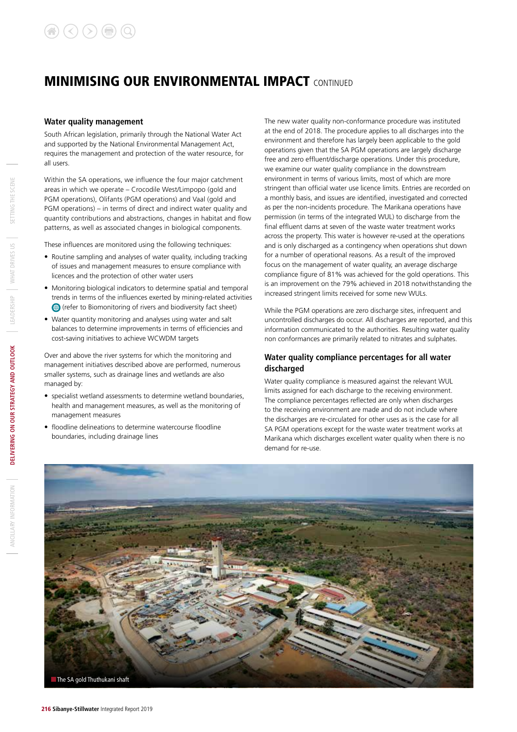# MINIMISING OUR ENVIRONMENTAL IMPACT CONTINUED

## Water quality management

South African legislation, primarily through the National Water Act and supported by the National Environmental Management Act, requires the management and protection of the water resource, for all users.

Within the SA operations, we influence the four major catchment areas in which we operate – Crocodile West/Limpopo (gold and PGM operations), Olifants (PGM operations) and Vaal (gold and PGM operations) – in terms of direct and indirect water quality and quantity contributions and abstractions, changes in habitat and flow patterns, as well as associated changes in biological components.

These influences are monitored using the following techniques:

- Routine sampling and analyses of water quality, including tracking of issues and management measures to ensure compliance with licences and the protection of other water users
- Monitoring biological indicators to determine spatial and temporal trends in terms of the influences exerted by mining-related activities (refer to Biomonitoring of rivers and biodiversity fact sheet)
- Water quantity monitoring and analyses using water and salt balances to determine improvements in terms of efficiencies and cost-saving initiatives to achieve WCWDM targets

Over and above the river systems for which the monitoring and management initiatives described above are performed, numerous smaller systems, such as drainage lines and wetlands are also managed by:

- specialist wetland assessments to determine wetland boundaries, health and management measures, as well as the monitoring of management measures
- floodline delineations to determine watercourse floodline boundaries, including drainage lines

The new water quality non-conformance procedure was instituted at the end of 2018. The procedure applies to all discharges into the environment and therefore has largely been applicable to the gold operations given that the SA PGM operations are largely discharge free and zero effluent/discharge operations. Under this procedure, we examine our water quality compliance in the downstream environment in terms of various limits, most of which are more stringent than official water use licence limits. Entries are recorded on a monthly basis, and issues are identified, investigated and corrected as per the non-incidents procedure. The Marikana operations have permission (in terms of the integrated WUL) to discharge from the final effluent dams at seven of the waste water treatment works across the property. This water is however re-used at the operations and is only discharged as a contingency when operations shut down for a number of operational reasons. As a result of the improved focus on the management of water quality, an average discharge compliance figure of 81% was achieved for the gold operations. This is an improvement on the 79% achieved in 2018 notwithstanding the increased stringent limits received for some new WULs.

While the PGM operations are zero discharge sites, infrequent and uncontrolled discharges do occur. All discharges are reported, and this information communicated to the authorities. Resulting water quality non conformances are primarily related to nitrates and sulphates.

## Water quality compliance percentages for all water discharged

Water quality compliance is measured against the relevant WUL limits assigned for each discharge to the receiving environment. The compliance percentages reflected are only when discharges to the receiving environment are made and do not include where the discharges are re-circulated for other uses as is the case for all SA PGM operations except for the waste water treatment works at Marikana which discharges excellent water quality when there is no demand for re-use.

The SA gold Thuthukani shaft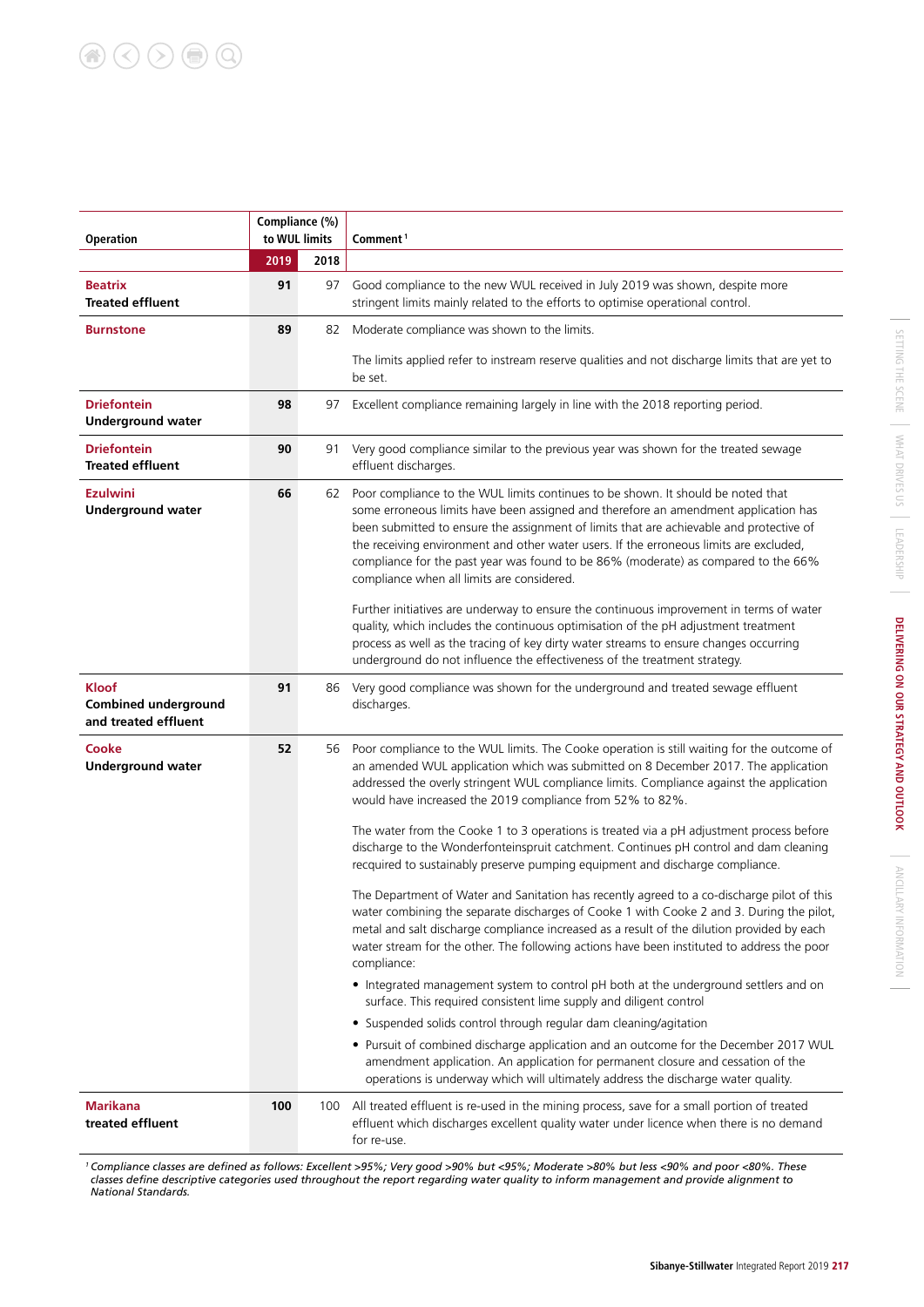| Operation | Compliance (%) to WUL limits | | Comment[1] |
|---|---|---|---|
| | **2019** | **2018** | |
| **Beatrix**<br>**Treated effluent** | **91** | 97 | Good compliance to the new WUL received in July 2019 was shown, despite more stringent limits mainly related to the efforts to optimise operational control. |
| **Burnstone** | **89** | 82 | Moderate compliance was shown to the limits.<br><br>The limits applied refer to instream reserve qualities and not discharge limits that are yet to be set. |
| **Driefontein**<br>**Underground water** | **98** | 97 | Excellent compliance remaining largely in line with the 2018 reporting period. |
| **Driefontein**<br>**Treated effluent** | **90** | 91 | Very good compliance similar to the previous year was shown for the treated sewage effluent discharges. |
| **Ezulwini**<br>**Underground water** | **66** | 62 | Poor compliance to the WUL limits continues to be shown. It should be noted that some erroneous limits have been assigned and therefore an amendment application has been submitted to ensure the assignment of limits that are achievable and protective of the receiving environment and other water users. If the erroneous limits are excluded, compliance for the past year was found to be 86% (moderate) as compared to the 66% compliance when all limits are considered.<br><br>Further initiatives are underway to ensure the continuous improvement in terms of water quality, which includes the continuous optimisation of the pH adjustment treatment process as well as the tracing of key dirty water streams to ensure changes occurring underground do not influence the effectiveness of the treatment strategy. |
| **Kloof**<br>**Combined underground and treated effluent** | **91** | 86 | Very good compliance was shown for the underground and treated sewage effluent discharges. |
| **Cooke**<br>**Underground water** | **52** | 56 | Poor compliance to the WUL limits. The Cooke operation is still waiting for the outcome of an amended WUL application which was submitted on 8 December 2017. The application addressed the overly stringent WUL compliance limits. Compliance against the application would have increased the 2019 compliance from 52% to 82%.<br><br>The water from the Cooke 1 to 3 operations is treated via a pH adjustment process before discharge to the Wonderfonteinspruit catchment. Continues pH control and dam cleaning recquired to sustainably preserve pumping equipment and discharge compliance.<br><br>The Department of Water and Sanitation has recently agreed to a co-discharge pilot of this water combining the separate discharges of Cooke 1 with Cooke 2 and 3. During the pilot, metal and salt discharge compliance increased as a result of the dilution provided by each water stream for the other. The following actions have been instituted to address the poor compliance:<br>• Integrated management system to control pH both at the underground settlers and on surface. This required consistent lime supply and diligent control<br>• Suspended solids control through regular dam cleaning/agitation<br>• Pursuit of combined discharge application and an outcome for the December 2017 WUL amendment application. An application for permanent closure and cessation of the operations is underway which will ultimately address the discharge water quality. |
| **Marikana**<br>**treated effluent** | **100** | 100 | All treated effluent is re-used in the mining process, save for a small portion of treated effluent which discharges excellent quality water under licence when there is no demand for re-use. |

*[1] Compliance classes are defined as follows: Excellent >95%; Very good >90% but <95%; Moderate >80% but less <90% and poor <80%. These classes define descriptive categories used throughout the report regarding water quality to inform management and provide alignment to National Standards.*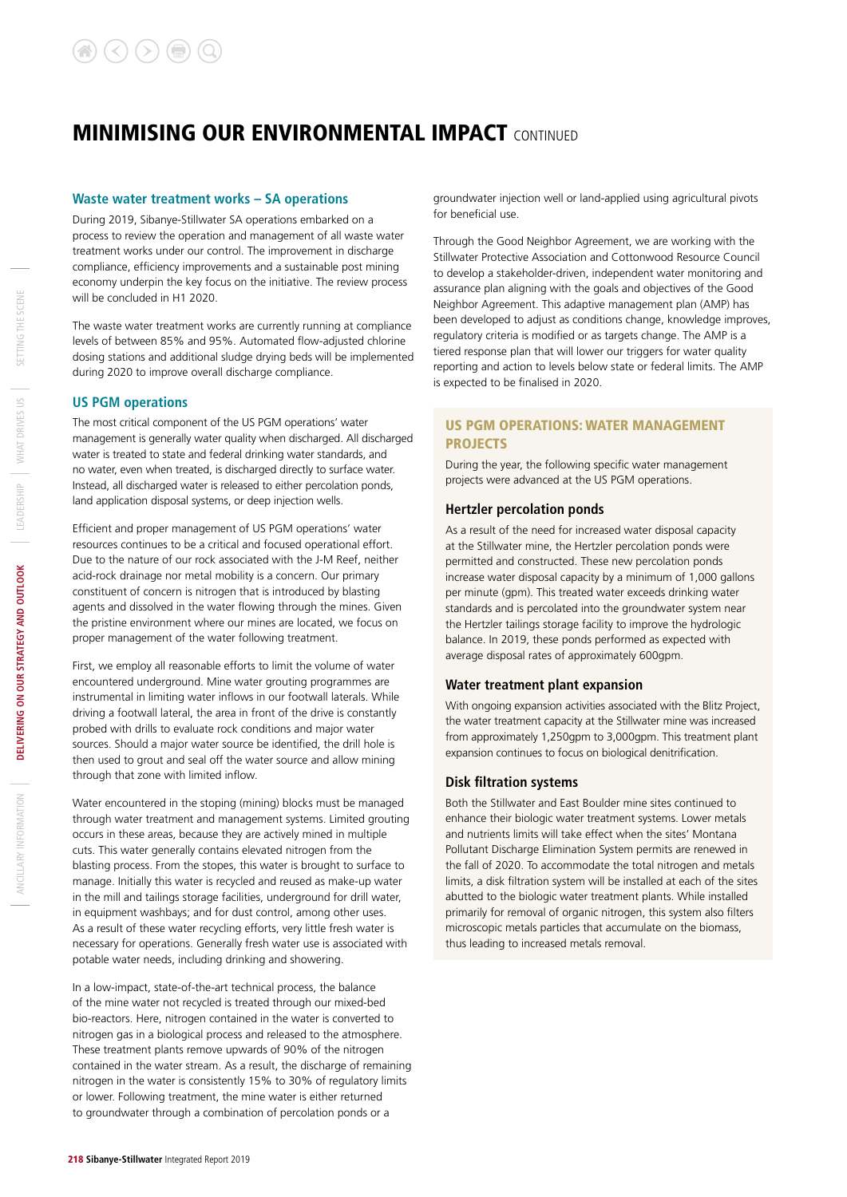# MINIMISING OUR ENVIRONMENTAL IMPACT CONTINUED

## Waste water treatment works – SA operations

During 2019, Sibanye-Stillwater SA operations embarked on a process to review the operation and management of all waste water treatment works under our control. The improvement in discharge compliance, efficiency improvements and a sustainable post mining economy underpin the key focus on the initiative. The review process will be concluded in H1 2020.

The waste water treatment works are currently running at compliance levels of between 85% and 95%. Automated flow-adjusted chlorine dosing stations and additional sludge drying beds will be implemented during 2020 to improve overall discharge compliance.

## US PGM operations

The most critical component of the US PGM operations' water management is generally water quality when discharged. All discharged water is treated to state and federal drinking water standards, and no water, even when treated, is discharged directly to surface water. Instead, all discharged water is released to either percolation ponds, land application disposal systems, or deep injection wells.

Efficient and proper management of US PGM operations' water resources continues to be a critical and focused operational effort. Due to the nature of our rock associated with the J-M Reef, neither acid-rock drainage nor metal mobility is a concern. Our primary constituent of concern is nitrogen that is introduced by blasting agents and dissolved in the water flowing through the mines. Given the pristine environment where our mines are located, we focus on proper management of the water following treatment.

First, we employ all reasonable efforts to limit the volume of water encountered underground. Mine water grouting programmes are instrumental in limiting water inflows in our footwall laterals. While driving a footwall lateral, the area in front of the drive is constantly probed with drills to evaluate rock conditions and major water sources. Should a major water source be identified, the drill hole is then used to grout and seal off the water source and allow mining through that zone with limited inflow.

Water encountered in the stoping (mining) blocks must be managed through water treatment and management systems. Limited grouting occurs in these areas, because they are actively mined in multiple cuts. This water generally contains elevated nitrogen from the blasting process. From the stopes, this water is brought to surface to manage. Initially this water is recycled and reused as make-up water in the mill and tailings storage facilities, underground for drill water, in equipment washbays; and for dust control, among other uses. As a result of these water recycling efforts, very little fresh water is necessary for operations. Generally fresh water use is associated with potable water needs, including drinking and showering.

In a low-impact, state-of-the-art technical process, the balance of the mine water not recycled is treated through our mixed-bed bio-reactors. Here, nitrogen contained in the water is converted to nitrogen gas in a biological process and released to the atmosphere. These treatment plants remove upwards of 90% of the nitrogen contained in the water stream. As a result, the discharge of remaining nitrogen in the water is consistently 15% to 30% of regulatory limits or lower. Following treatment, the mine water is either returned to groundwater through a combination of percolation ponds or a groundwater injection well or land-applied using agricultural pivots for beneficial use.

Through the Good Neighbor Agreement, we are working with the Stillwater Protective Association and Cottonwood Resource Council to develop a stakeholder-driven, independent water monitoring and assurance plan aligning with the goals and objectives of the Good Neighbor Agreement. This adaptive management plan (AMP) has been developed to adjust as conditions change, knowledge improves, regulatory criteria is modified or as targets change. The AMP is a tiered response plan that will lower our triggers for water quality reporting and action to levels below state or federal limits. The AMP is expected to be finalised in 2020.

## US PGM OPERATIONS: WATER MANAGEMENT PROJECTS

During the year, the following specific water management projects were advanced at the US PGM operations.

### Hertzler percolation ponds

As a result of the need for increased water disposal capacity at the Stillwater mine, the Hertzler percolation ponds were permitted and constructed. These new percolation ponds increase water disposal capacity by a minimum of 1,000 gallons per minute (gpm). This treated water exceeds drinking water standards and is percolated into the groundwater system near the Hertzler tailings storage facility to improve the hydrologic balance. In 2019, these ponds performed as expected with average disposal rates of approximately 600gpm.

### Water treatment plant expansion

With ongoing expansion activities associated with the Blitz Project, the water treatment capacity at the Stillwater mine was increased from approximately 1,250gpm to 3,000gpm. This treatment plant expansion continues to focus on biological denitrification.

### Disk filtration systems

Both the Stillwater and East Boulder mine sites continued to enhance their biologic water treatment systems. Lower metals and nutrients limits will take effect when the sites' Montana Pollutant Discharge Elimination System permits are renewed in the fall of 2020. To accommodate the total nitrogen and metals limits, a disk filtration system will be installed at each of the sites abutted to the biologic water treatment plants. While installed primarily for removal of organic nitrogen, this system also filters microscopic metals particles that accumulate on the biomass, thus leading to increased metals removal.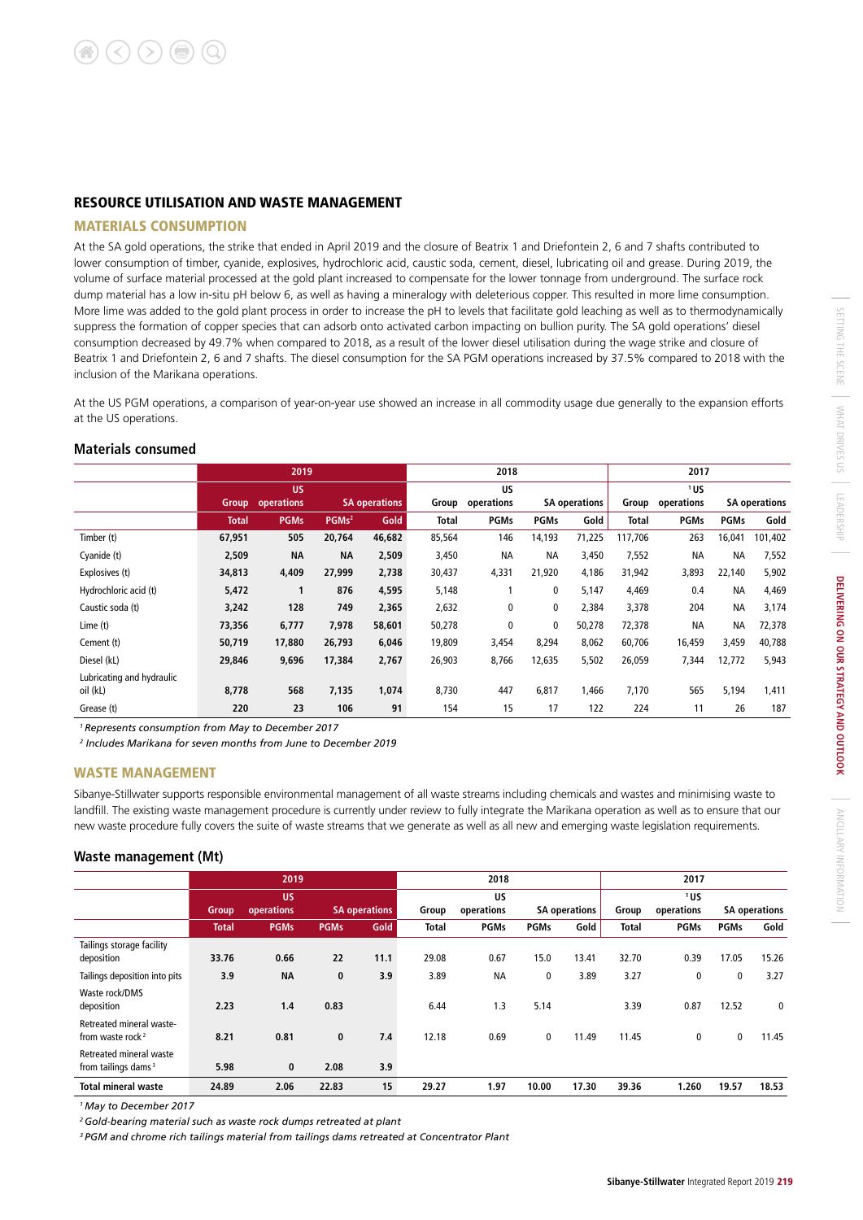## RESOURCE UTILISATION AND WASTE MANAGEMENT

### MATERIALS CONSUMPTION

At the SA gold operations, the strike that ended in April 2019 and the closure of Beatrix 1 and Driefontein 2, 6 and 7 shafts contributed to lower consumption of timber, cyanide, explosives, hydrochloric acid, caustic soda, cement, diesel, lubricating oil and grease. During 2019, the volume of surface material processed at the gold plant increased to compensate for the lower tonnage from underground. The surface rock dump material has a low in-situ pH below 6, as well as having a mineralogy with deleterious copper. This resulted in more lime consumption. More lime was added to the gold plant process in order to increase the pH to levels that facilitate gold leaching as well as to thermodynamically suppress the formation of copper species that can adsorb onto activated carbon impacting on bullion purity. The SA gold operations' diesel consumption decreased by 49.7% when compared to 2018, as a result of the lower diesel utilisation during the wage strike and closure of Beatrix 1 and Driefontein 2, 6 and 7 shafts. The diesel consumption for the SA PGM operations increased by 37.5% compared to 2018 with the inclusion of the Marikana operations.

At the US PGM operations, a comparison of year-on-year use showed an increase in all commodity usage due generally to the expansion efforts at the US operations.

### Materials consumed

| | 2019 | | | | 2018 | | | | 2017 | | | |
|---|---|---|---|---|---|---|---|---|---|---|---|---|
| | Group | US operations | SA operations | | Group | US operations | SA operations | | Group | US operations[1] | SA operations | |
| | Total | PGMs | PGMs[2] | Gold | Total | PGMs | PGMs | Gold | Total | PGMs | PGMs | Gold |
| Timber (t) | 67,951 | 505 | 20,764 | 46,682 | 85,564 | 146 | 14,193 | 71,225 | 117,706 | 263 | 16,041 | 101,402 |
| Cyanide (t) | 2,509 | NA | NA | 2,509 | 3,450 | NA | NA | 3,450 | 7,552 | NA | NA | 7,552 |
| Explosives (t) | 34,813 | 4,409 | 27,999 | 2,738 | 30,437 | 4,331 | 21,920 | 4,186 | 31,942 | 3,893 | 22,140 | 5,902 |
| Hydrochloric acid (t) | 5,472 | 1 | 876 | 4,595 | 5,148 | 1 | 0 | 5,147 | 4,469 | 0.4 | NA | 4,469 |
| Caustic soda (t) | 3,242 | 128 | 749 | 2,365 | 2,632 | 0 | 0 | 2,384 | 3,378 | 204 | NA | 3,174 |
| Lime (t) | 73,356 | 6,777 | 7,978 | 58,601 | 50,278 | 0 | 0 | 50,278 | 72,378 | NA | NA | 72,378 |
| Cement (t) | 50,719 | 17,880 | 26,793 | 6,046 | 19,809 | 3,454 | 8,294 | 8,062 | 60,706 | 16,459 | 3,459 | 40,788 |
| Diesel (kL) | 29,846 | 9,696 | 17,384 | 2,767 | 26,903 | 8,766 | 12,635 | 5,502 | 26,059 | 7,344 | 12,772 | 5,943 |
| Lubricating and hydraulic oil (kL) | 8,778 | 568 | 7,135 | 1,074 | 8,730 | 447 | 6,817 | 1,466 | 7,170 | 565 | 5,194 | 1,411 |
| Grease (t) | 220 | 23 | 106 | 91 | 154 | 15 | 17 | 122 | 224 | 11 | 26 | 187 |

[1] *Represents consumption from May to December 2017*

[2] *Includes Marikana for seven months from June to December 2019*

### WASTE MANAGEMENT

Sibanye-Stillwater supports responsible environmental management of all waste streams including chemicals and wastes and minimising waste to landfill. The existing waste management procedure is currently under review to fully integrate the Marikana operation as well as to ensure that our new waste procedure fully covers the suite of waste streams that we generate as well as all new and emerging waste legislation requirements.

### Waste management (Mt)

| | 2019 | | | | 2018 | | | | 2017 | | | |
|---|---|---|---|---|---|---|---|---|---|---|---|---|
| | Group | US operations | SA operations | | Group | US operations | SA operations | | Group | US operations[1] | SA operations | |
| | Total | PGMs | PGMs | Gold | Total | PGMs | PGMs | Gold | Total | PGMs | PGMs | Gold |
| Tailings storage facility deposition | 33.76 | 0.66 | 22 | 11.1 | 29.08 | 0.67 | 15.0 | 13.41 | 32.70 | 0.39 | 17.05 | 15.26 |
| Tailings deposition into pits | 3.9 | NA | 0 | 3.9 | 3.89 | NA | 0 | 3.89 | 3.27 | 0 | 0 | 3.27 |
| Waste rock/DMS deposition | 2.23 | 1.4 | 0.83 | | 6.44 | 1.3 | 5.14 | | 3.39 | 0.87 | 12.52 | 0 |
| Retreated mineral waste-from waste rock[2] | 8.21 | 0.81 | 0 | 7.4 | 12.18 | 0.69 | 0 | 11.49 | 11.45 | 0 | 0 | 11.45 |
| Retreated mineral waste from tailings dams[3] | 5.98 | 0 | 2.08 | 3.9 | | | | | | | | |
| **Total mineral waste** | **24.89** | **2.06** | **22.83** | **15** | **29.27** | **1.97** | **10.00** | **17.30** | **39.36** | **1.260** | **19.57** | **18.53** |

[1] *May to December 2017*

[2] *Gold-bearing material such as waste rock dumps retreated at plant*

[3] *PGM and chrome rich tailings material from tailings dams retreated at Concentrator Plant*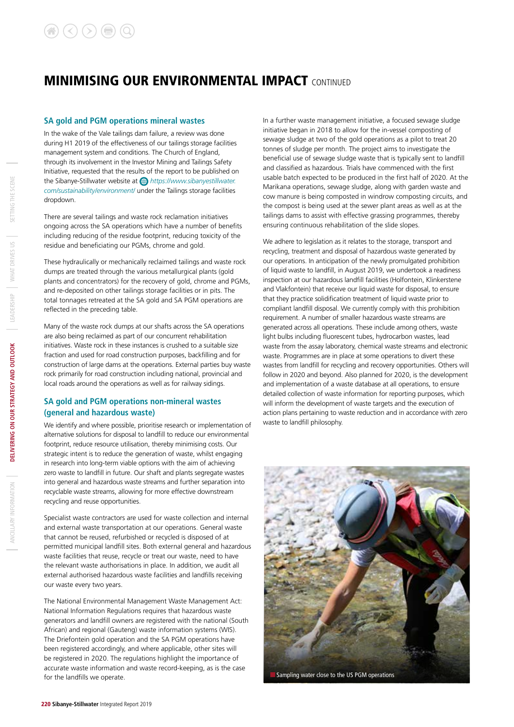# MINIMISING OUR ENVIRONMENTAL IMPACT CONTINUED

## SA gold and PGM operations mineral wastes

In the wake of the Vale tailings dam failure, a review was done during H1 2019 of the effectiveness of our tailings storage facilities management system and conditions. The Church of England, through its involvement in the Investor Mining and Tailings Safety Initiative, requested that the results of the report to be published on the Sibanye-Stillwater website at *https://www.sibanyestillwater.com/sustainability/environment/* under the Tailings storage facilities dropdown.

There are several tailings and waste rock reclamation initiatives ongoing across the SA operations which have a number of benefits including reducing of the residue footprint, reducing toxicity of the residue and beneficiating our PGMs, chrome and gold.

These hydraulically or mechanically reclaimed tailings and waste rock dumps are treated through the various metallurgical plants (gold plants and concentrators) for the recovery of gold, chrome and PGMs, and re-deposited on other tailings storage facilities or in pits. The total tonnages retreated at the SA gold and SA PGM operations are reflected in the preceding table.

Many of the waste rock dumps at our shafts across the SA operations are also being reclaimed as part of our concurrent rehabilitation initiatives. Waste rock in these instances is crushed to a suitable size fraction and used for road construction purposes, backfilling and for construction of large dams at the operations. External parties buy waste rock primarily for road construction including national, provincial and local roads around the operations as well as for railway sidings.

## SA gold and PGM operations non-mineral wastes (general and hazardous waste)

We identify and where possible, prioritise research or implementation of alternative solutions for disposal to landfill to reduce our environmental footprint, reduce resource utilisation, thereby minimising costs. Our strategic intent is to reduce the generation of waste, whilst engaging in research into long-term viable options with the aim of achieving zero waste to landfill in future. Our shaft and plants segregate wastes into general and hazardous waste streams and further separation into recyclable waste streams, allowing for more effective downstream recycling and reuse opportunities.

Specialist waste contractors are used for waste collection and internal and external waste transportation at our operations. General waste that cannot be reused, refurbished or recycled is disposed of at permitted municipal landfill sites. Both external general and hazardous waste facilities that reuse, recycle or treat our waste, need to have the relevant waste authorisations in place. In addition, we audit all external authorised hazardous waste facilities and landfills receiving our waste every two years.

The National Environmental Management Waste Management Act: National Information Regulations requires that hazardous waste generators and landfill owners are registered with the national (South African) and regional (Gauteng) waste information systems (WIS). The Driefontein gold operation and the SA PGM operations have been registered accordingly, and where applicable, other sites will be registered in 2020. The regulations highlight the importance of accurate waste information and waste record-keeping, as is the case for the landfills we operate.

In a further waste management initiative, a focused sewage sludge initiative began in 2018 to allow for the in-vessel composting of sewage sludge at two of the gold operations as a pilot to treat 20 tonnes of sludge per month. The project aims to investigate the beneficial use of sewage sludge waste that is typically sent to landfill and classified as hazardous. Trials have commenced with the first usable batch expected to be produced in the first half of 2020. At the Marikana operations, sewage sludge, along with garden waste and cow manure is being composted in windrow composting circuits, and the compost is being used at the sewer plant areas as well as at the tailings dams to assist with effective grassing programmes, thereby ensuring continuous rehabilitation of the slide slopes.

We adhere to legislation as it relates to the storage, transport and recycling, treatment and disposal of hazardous waste generated by our operations. In anticipation of the newly promulgated prohibition of liquid waste to landfill, in August 2019, we undertook a readiness inspection at our hazardous landfill facilities (Holfontein, Klinkerstene and Vlakfontein) that receive our liquid waste for disposal, to ensure that they practice solidification treatment of liquid waste prior to compliant landfill disposal. We currently comply with this prohibition requirement. A number of smaller hazardous waste streams are generated across all operations. These include among others, waste light bulbs including fluorescent tubes, hydrocarbon wastes, lead waste from the assay laboratory, chemical waste streams and electronic waste. Programmes are in place at some operations to divert these wastes from landfill for recycling and recovery opportunities. Others will follow in 2020 and beyond. Also planned for 2020, is the development and implementation of a waste database at all operations, to ensure detailed collection of waste information for reporting purposes, which will inform the development of waste targets and the execution of action plans pertaining to waste reduction and in accordance with zero waste to landfill philosophy.

Sampling water close to the US PGM operations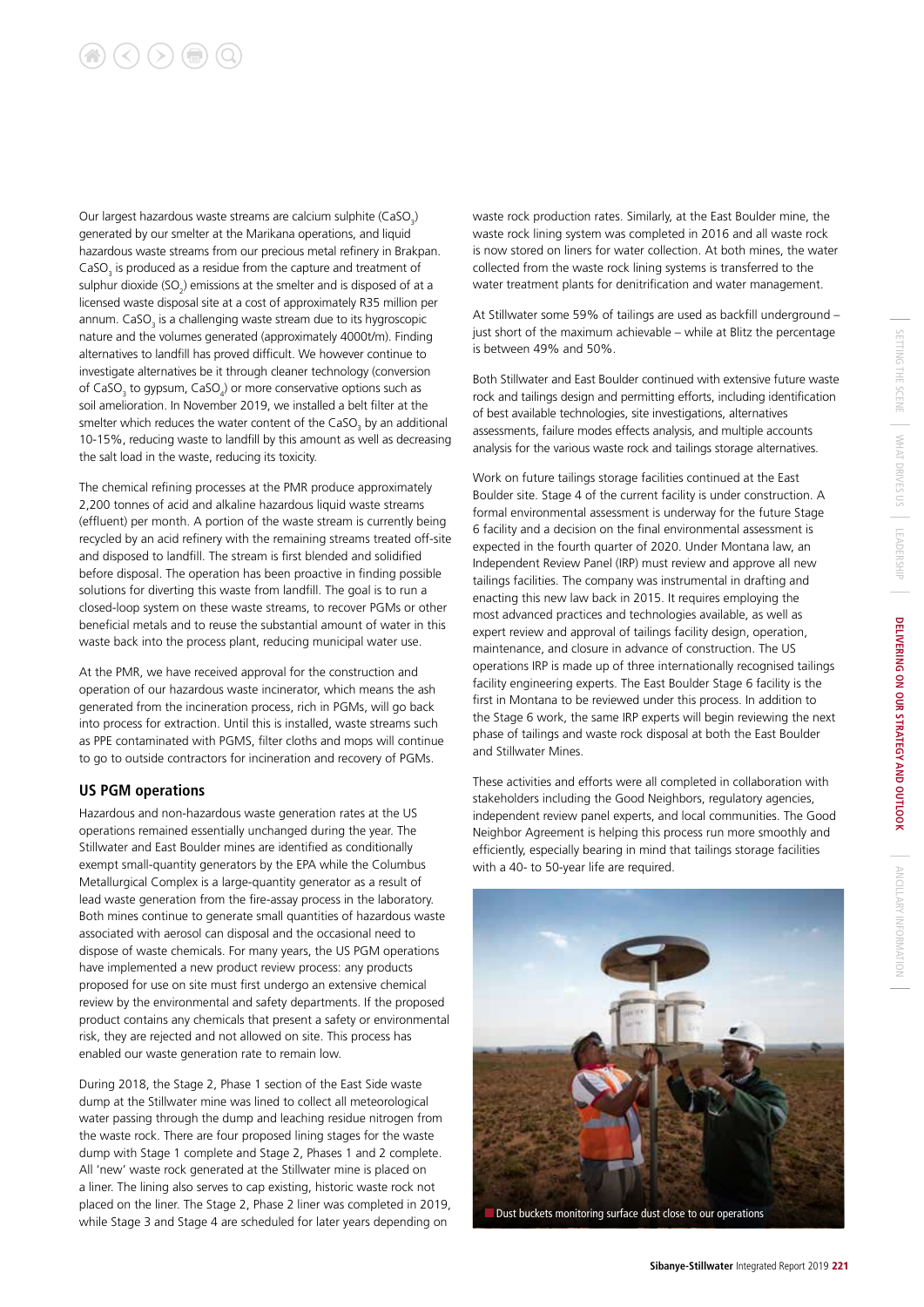Our largest hazardous waste streams are calcium sulphite ($CaSO_3$) generated by our smelter at the Marikana operations, and liquid hazardous waste streams from our precious metal refinery in Brakpan. $CaSO_3$ is produced as a residue from the capture and treatment of sulphur dioxide ($SO_2$) emissions at the smelter and is disposed of at a licensed waste disposal site at a cost of approximately R35 million per annum. $CaSO_3$ is a challenging waste stream due to its hygroscopic nature and the volumes generated (approximately 4000t/m). Finding alternatives to landfill has proved difficult. We however continue to investigate alternatives be it through cleaner technology (conversion of $CaSO_3$ to gypsum, $CaSO_4$) or more conservative options such as soil amelioration. In November 2019, we installed a belt filter at the smelter which reduces the water content of the $CaSO_3$ by an additional 10-15%, reducing waste to landfill by this amount as well as decreasing the salt load in the waste, reducing its toxicity.

The chemical refining processes at the PMR produce approximately 2,200 tonnes of acid and alkaline hazardous liquid waste streams (effluent) per month. A portion of the waste stream is currently being recycled by an acid refinery with the remaining streams treated off-site and disposed to landfill. The stream is first blended and solidified before disposal. The operation has been proactive in finding possible solutions for diverting this waste from landfill. The goal is to run a closed-loop system on these waste streams, to recover PGMs or other beneficial metals and to reuse the substantial amount of water in this waste back into the process plant, reducing municipal water use.

At the PMR, we have received approval for the construction and operation of our hazardous waste incinerator, which means the ash generated from the incineration process, rich in PGMs, will go back into process for extraction. Until this is installed, waste streams such as PPE contaminated with PGMS, filter cloths and mops will continue to go to outside contractors for incineration and recovery of PGMs.

## US PGM operations

Hazardous and non-hazardous waste generation rates at the US operations remained essentially unchanged during the year. The Stillwater and East Boulder mines are identified as conditionally exempt small-quantity generators by the EPA while the Columbus Metallurgical Complex is a large-quantity generator as a result of lead waste generation from the fire-assay process in the laboratory. Both mines continue to generate small quantities of hazardous waste associated with aerosol can disposal and the occasional need to dispose of waste chemicals. For many years, the US PGM operations have implemented a new product review process: any products proposed for use on site must first undergo an extensive chemical review by the environmental and safety departments. If the proposed product contains any chemicals that present a safety or environmental risk, they are rejected and not allowed on site. This process has enabled our waste generation rate to remain low.

During 2018, the Stage 2, Phase 1 section of the East Side waste dump at the Stillwater mine was lined to collect all meteorological water passing through the dump and leaching residue nitrogen from the waste rock. There are four proposed lining stages for the waste dump with Stage 1 complete and Stage 2, Phases 1 and 2 complete. All 'new' waste rock generated at the Stillwater mine is placed on a liner. The lining also serves to cap existing, historic waste rock not placed on the liner. The Stage 2, Phase 2 liner was completed in 2019, while Stage 3 and Stage 4 are scheduled for later years depending on waste rock production rates. Similarly, at the East Boulder mine, the waste rock lining system was completed in 2016 and all waste rock is now stored on liners for water collection. At both mines, the water collected from the waste rock lining systems is transferred to the water treatment plants for denitrification and water management.

At Stillwater some 59% of tailings are used as backfill underground – just short of the maximum achievable – while at Blitz the percentage is between 49% and 50%.

Both Stillwater and East Boulder continued with extensive future waste rock and tailings design and permitting efforts, including identification of best available technologies, site investigations, alternatives assessments, failure modes effects analysis, and multiple accounts analysis for the various waste rock and tailings storage alternatives.

Work on future tailings storage facilities continued at the East Boulder site. Stage 4 of the current facility is under construction. A formal environmental assessment is underway for the future Stage 6 facility and a decision on the final environmental assessment is expected in the fourth quarter of 2020. Under Montana law, an Independent Review Panel (IRP) must review and approve all new tailings facilities. The company was instrumental in drafting and enacting this new law back in 2015. It requires employing the most advanced practices and technologies available, as well as expert review and approval of tailings facility design, operation, maintenance, and closure in advance of construction. The US operations IRP is made up of three internationally recognised tailings facility engineering experts. The East Boulder Stage 6 facility is the first in Montana to be reviewed under this process. In addition to the Stage 6 work, the same IRP experts will begin reviewing the next phase of tailings and waste rock disposal at both the East Boulder and Stillwater Mines.

These activities and efforts were all completed in collaboration with stakeholders including the Good Neighbors, regulatory agencies, independent review panel experts, and local communities. The Good Neighbor Agreement is helping this process run more smoothly and efficiently, especially bearing in mind that tailings storage facilities with a 40- to 50-year life are required.

Dust buckets monitoring surface dust close to our operations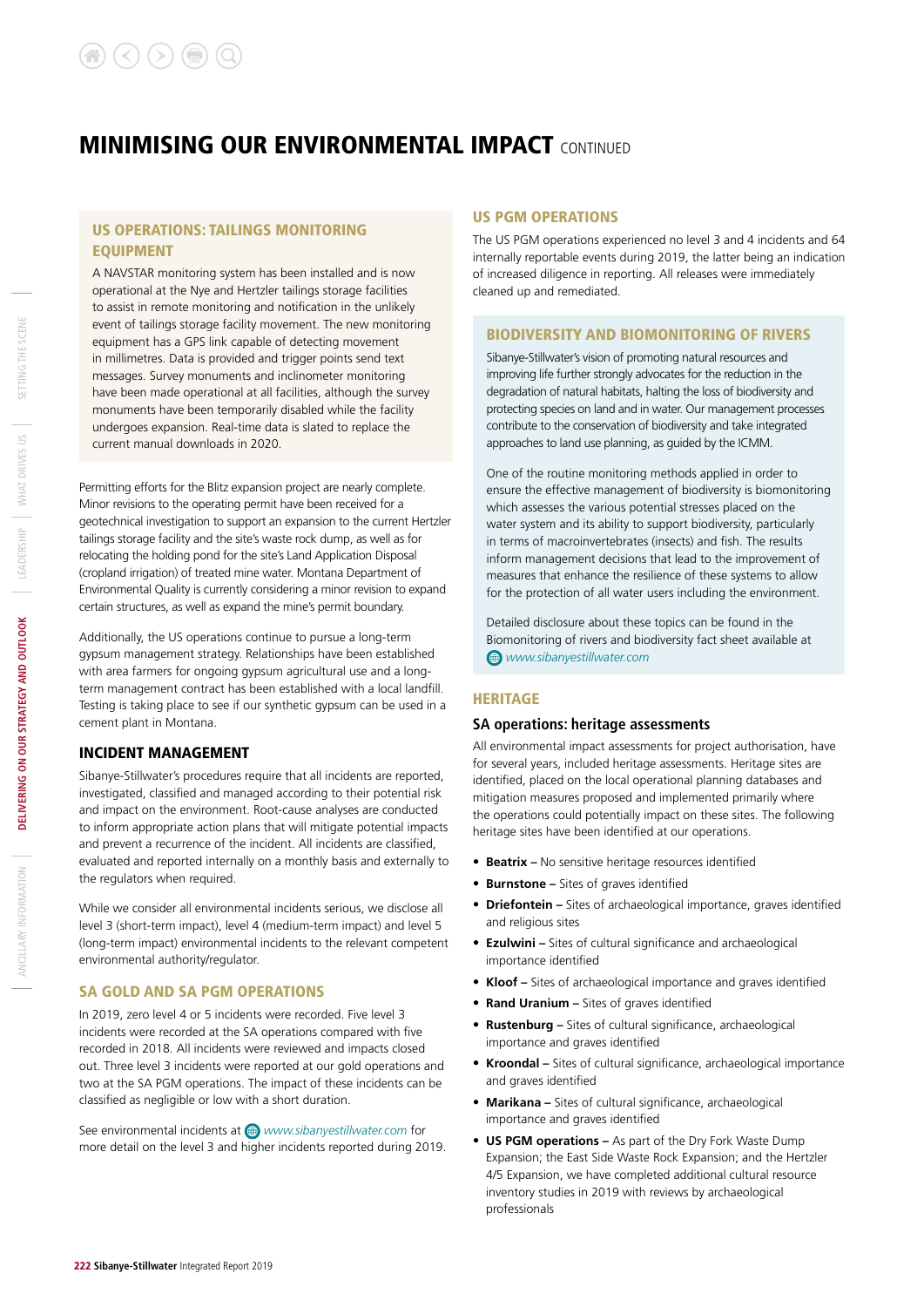# MINIMISING OUR ENVIRONMENTAL IMPACT CONTINUED

## US OPERATIONS: TAILINGS MONITORING EQUIPMENT

A NAVSTAR monitoring system has been installed and is now operational at the Nye and Hertzler tailings storage facilities to assist in remote monitoring and notification in the unlikely event of tailings storage facility movement. The new monitoring equipment has a GPS link capable of detecting movement in millimetres. Data is provided and trigger points send text messages. Survey monuments and inclinometer monitoring have been made operational at all facilities, although the survey monuments have been temporarily disabled while the facility undergoes expansion. Real-time data is slated to replace the current manual downloads in 2020.

Permitting efforts for the Blitz expansion project are nearly complete. Minor revisions to the operating permit have been received for a geotechnical investigation to support an expansion to the current Hertzler tailings storage facility and the site's waste rock dump, as well as for relocating the holding pond for the site's Land Application Disposal (cropland irrigation) of treated mine water. Montana Department of Environmental Quality is currently considering a minor revision to expand certain structures, as well as expand the mine's permit boundary.

Additionally, the US operations continue to pursue a long-term gypsum management strategy. Relationships have been established with area farmers for ongoing gypsum agricultural use and a long-term management contract has been established with a local landfill. Testing is taking place to see if our synthetic gypsum can be used in a cement plant in Montana.

## INCIDENT MANAGEMENT

Sibanye-Stillwater's procedures require that all incidents are reported, investigated, classified and managed according to their potential risk and impact on the environment. Root-cause analyses are conducted to inform appropriate action plans that will mitigate potential impacts and prevent a recurrence of the incident. All incidents are classified, evaluated and reported internally on a monthly basis and externally to the regulators when required.

While we consider all environmental incidents serious, we disclose all level 3 (short-term impact), level 4 (medium-term impact) and level 5 (long-term impact) environmental incidents to the relevant competent environmental authority/regulator.

### SA GOLD AND SA PGM OPERATIONS

In 2019, zero level 4 or 5 incidents were recorded. Five level 3 incidents were recorded at the SA operations compared with five recorded in 2018. All incidents were reviewed and impacts closed out. Three level 3 incidents were reported at our gold operations and two at the SA PGM operations. The impact of these incidents can be classified as negligible or low with a short duration.

See environmental incidents at www.sibanyestillwater.com for more detail on the level 3 and higher incidents reported during 2019.

### US PGM OPERATIONS

The US PGM operations experienced no level 3 and 4 incidents and 64 internally reportable events during 2019, the latter being an indication of increased diligence in reporting. All releases were immediately cleaned up and remediated.

## BIODIVERSITY AND BIOMONITORING OF RIVERS

Sibanye-Stillwater's vision of promoting natural resources and improving life further strongly advocates for the reduction in the degradation of natural habitats, halting the loss of biodiversity and protecting species on land and in water. Our management processes contribute to the conservation of biodiversity and take integrated approaches to land use planning, as guided by the ICMM.

One of the routine monitoring methods applied in order to ensure the effective management of biodiversity is biomonitoring which assesses the various potential stresses placed on the water system and its ability to support biodiversity, particularly in terms of macroinvertebrates (insects) and fish. The results inform management decisions that lead to the improvement of measures that enhance the resilience of these systems to allow for the protection of all water users including the environment.

Detailed disclosure about these topics can be found in the Biomonitoring of rivers and biodiversity fact sheet available at www.sibanyestillwater.com

## HERITAGE

### SA operations: heritage assessments

All environmental impact assessments for project authorisation, have for several years, included heritage assessments. Heritage sites are identified, placed on the local operational planning databases and mitigation measures proposed and implemented primarily where the operations could potentially impact on these sites. The following heritage sites have been identified at our operations.

- **Beatrix –** No sensitive heritage resources identified
- **Burnstone –** Sites of graves identified
- **Driefontein –** Sites of archaeological importance, graves identified and religious sites
- **Ezulwini –** Sites of cultural significance and archaeological importance identified
- **Kloof –** Sites of archaeological importance and graves identified
- **Rand Uranium –** Sites of graves identified
- **Rustenburg –** Sites of cultural significance, archaeological importance and graves identified
- **Kroondal –** Sites of cultural significance, archaeological importance and graves identified
- **Marikana –** Sites of cultural significance, archaeological importance and graves identified
- **US PGM operations –** As part of the Dry Fork Waste Dump Expansion; the East Side Waste Rock Expansion; and the Hertzler 4/5 Expansion, we have completed additional cultural resource inventory studies in 2019 with reviews by archaeological professionals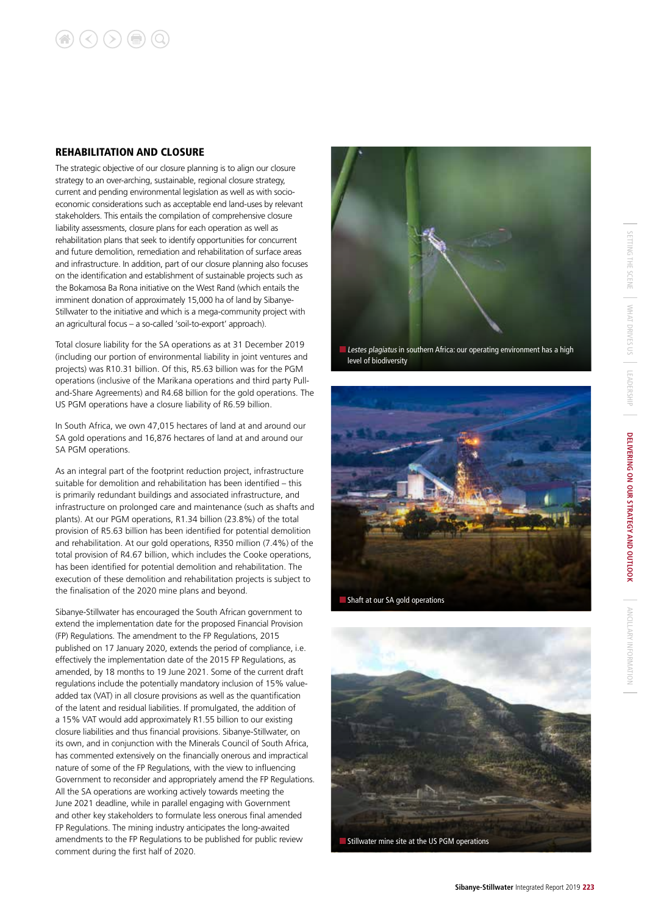## REHABILITATION AND CLOSURE

The strategic objective of our closure planning is to align our closure strategy to an over-arching, sustainable, regional closure strategy, current and pending environmental legislation as well as with socio-economic considerations such as acceptable end land-uses by relevant stakeholders. This entails the compilation of comprehensive closure liability assessments, closure plans for each operation as well as rehabilitation plans that seek to identify opportunities for concurrent and future demolition, remediation and rehabilitation of surface areas and infrastructure. In addition, part of our closure planning also focuses on the identification and establishment of sustainable projects such as the Bokamosa Ba Rona initiative on the West Rand (which entails the imminent donation of approximately 15,000 ha of land by Sibanye-Stillwater to the initiative and which is a mega-community project with an agricultural focus – a so-called 'soil-to-export' approach).

Total closure liability for the SA operations as at 31 December 2019 (including our portion of environmental liability in joint ventures and projects) was R10.31 billion. Of this, R5.63 billion was for the PGM operations (inclusive of the Marikana operations and third party Pull-and-Share Agreements) and R4.68 billion for the gold operations. The US PGM operations have a closure liability of R6.59 billion.

In South Africa, we own 47,015 hectares of land at and around our SA gold operations and 16,876 hectares of land at and around our SA PGM operations.

As an integral part of the footprint reduction project, infrastructure suitable for demolition and rehabilitation has been identified – this is primarily redundant buildings and associated infrastructure, and infrastructure on prolonged care and maintenance (such as shafts and plants). At our PGM operations, R1.34 billion (23.8%) of the total provision of R5.63 billion has been identified for potential demolition and rehabilitation. At our gold operations, R350 million (7.4%) of the total provision of R4.67 billion, which includes the Cooke operations, has been identified for potential demolition and rehabilitation. The execution of these demolition and rehabilitation projects is subject to the finalisation of the 2020 mine plans and beyond.

Sibanye-Stillwater has encouraged the South African government to extend the implementation date for the proposed Financial Provision (FP) Regulations. The amendment to the FP Regulations, 2015 published on 17 January 2020, extends the period of compliance, i.e. effectively the implementation date of the 2015 FP Regulations, as amended, by 18 months to 19 June 2021. Some of the current draft regulations include the potentially mandatory inclusion of 15% value-added tax (VAT) in all closure provisions as well as the quantification of the latent and residual liabilities. If promulgated, the addition of a 15% VAT would add approximately R1.55 billion to our existing closure liabilities and thus financial provisions. Sibanye-Stillwater, on its own, and in conjunction with the Minerals Council of South Africa, has commented extensively on the financially onerous and impractical nature of some of the FP Regulations, with the view to influencing Government to reconsider and appropriately amend the FP Regulations. All the SA operations are working actively towards meeting the June 2021 deadline, while in parallel engaging with Government and other key stakeholders to formulate less onerous final amended FP Regulations. The mining industry anticipates the long-awaited amendments to the FP Regulations to be published for public review comment during the first half of 2020.

*Lestes plagiatus* in southern Africa: our operating environment has a high level of biodiversity

Shaft at our SA gold operations

Stillwater mine site at the US PGM operations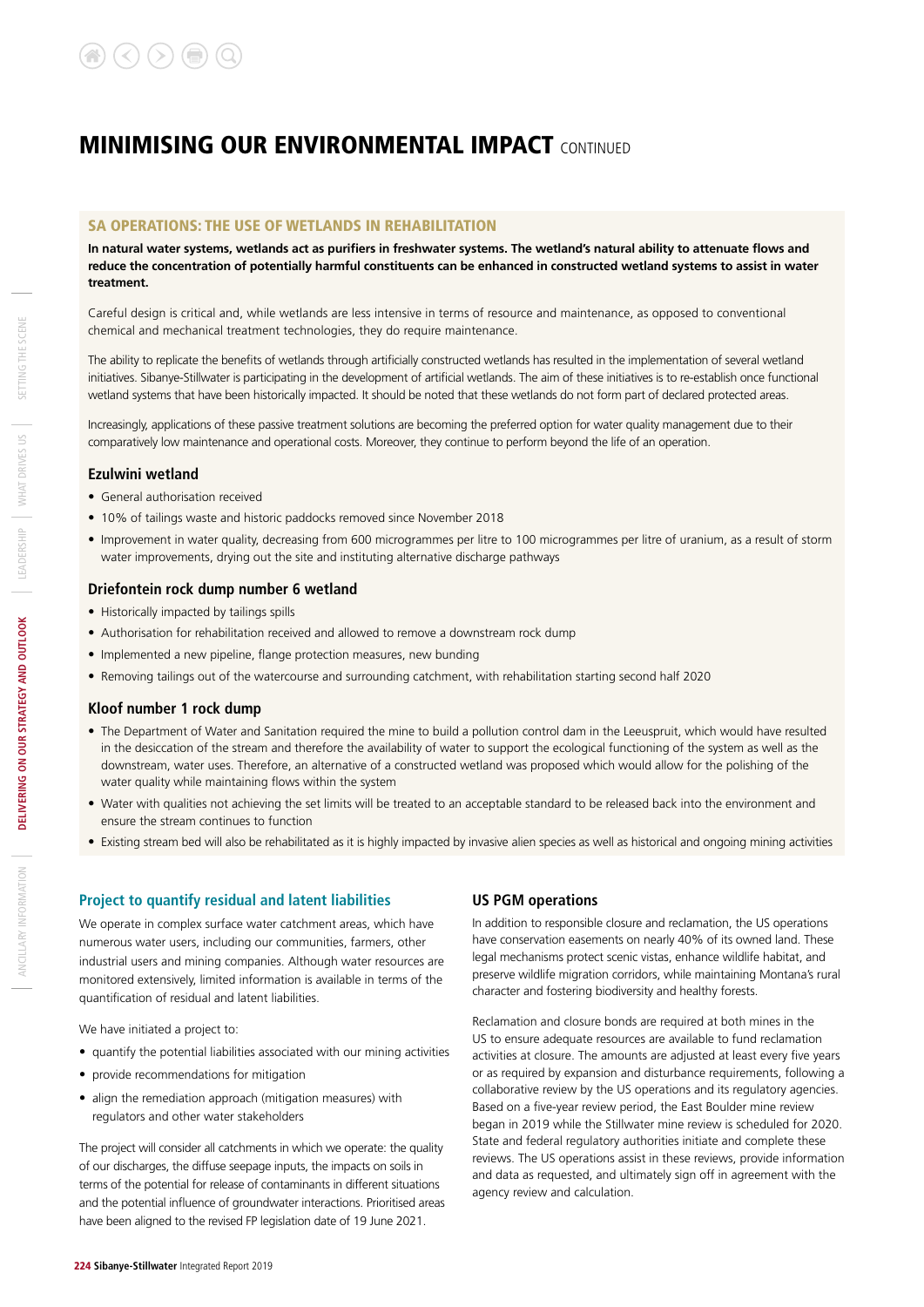# MINIMISING OUR ENVIRONMENTAL IMPACT CONTINUED

## SA OPERATIONS: THE USE OF WETLANDS IN REHABILITATION

**In natural water systems, wetlands act as purifiers in freshwater systems. The wetland's natural ability to attenuate flows and reduce the concentration of potentially harmful constituents can be enhanced in constructed wetland systems to assist in water treatment.**

Careful design is critical and, while wetlands are less intensive in terms of resource and maintenance, as opposed to conventional chemical and mechanical treatment technologies, they do require maintenance.

The ability to replicate the benefits of wetlands through artificially constructed wetlands has resulted in the implementation of several wetland initiatives. Sibanye-Stillwater is participating in the development of artificial wetlands. The aim of these initiatives is to re-establish once functional wetland systems that have been historically impacted. It should be noted that these wetlands do not form part of declared protected areas.

Increasingly, applications of these passive treatment solutions are becoming the preferred option for water quality management due to their comparatively low maintenance and operational costs. Moreover, they continue to perform beyond the life of an operation.

### Ezulwini wetland

- General authorisation received
- 10% of tailings waste and historic paddocks removed since November 2018
- Improvement in water quality, decreasing from 600 microgrammes per litre to 100 microgrammes per litre of uranium, as a result of storm water improvements, drying out the site and instituting alternative discharge pathways

### Driefontein rock dump number 6 wetland

- Historically impacted by tailings spills
- Authorisation for rehabilitation received and allowed to remove a downstream rock dump
- Implemented a new pipeline, flange protection measures, new bunding
- Removing tailings out of the watercourse and surrounding catchment, with rehabilitation starting second half 2020

### Kloof number 1 rock dump

- The Department of Water and Sanitation required the mine to build a pollution control dam in the Leeuspruit, which would have resulted in the desiccation of the stream and therefore the availability of water to support the ecological functioning of the system as well as the downstream, water uses. Therefore, an alternative of a constructed wetland was proposed which would allow for the polishing of the water quality while maintaining flows within the system
- Water with qualities not achieving the set limits will be treated to an acceptable standard to be released back into the environment and ensure the stream continues to function
- Existing stream bed will also be rehabilitated as it is highly impacted by invasive alien species as well as historical and ongoing mining activities

## Project to quantify residual and latent liabilities

We operate in complex surface water catchment areas, which have numerous water users, including our communities, farmers, other industrial users and mining companies. Although water resources are monitored extensively, limited information is available in terms of the quantification of residual and latent liabilities.

We have initiated a project to:

- quantify the potential liabilities associated with our mining activities
- provide recommendations for mitigation
- align the remediation approach (mitigation measures) with regulators and other water stakeholders

The project will consider all catchments in which we operate: the quality of our discharges, the diffuse seepage inputs, the impacts on soils in terms of the potential for release of contaminants in different situations and the potential influence of groundwater interactions. Prioritised areas have been aligned to the revised FP legislation date of 19 June 2021.

## US PGM operations

In addition to responsible closure and reclamation, the US operations have conservation easements on nearly 40% of its owned land. These legal mechanisms protect scenic vistas, enhance wildlife habitat, and preserve wildlife migration corridors, while maintaining Montana's rural character and fostering biodiversity and healthy forests.

Reclamation and closure bonds are required at both mines in the US to ensure adequate resources are available to fund reclamation activities at closure. The amounts are adjusted at least every five years or as required by expansion and disturbance requirements, following a collaborative review by the US operations and its regulatory agencies. Based on a five-year review period, the East Boulder mine review began in 2019 while the Stillwater mine review is scheduled for 2020. State and federal regulatory authorities initiate and complete these reviews. The US operations assist in these reviews, provide information and data as requested, and ultimately sign off in agreement with the agency review and calculation.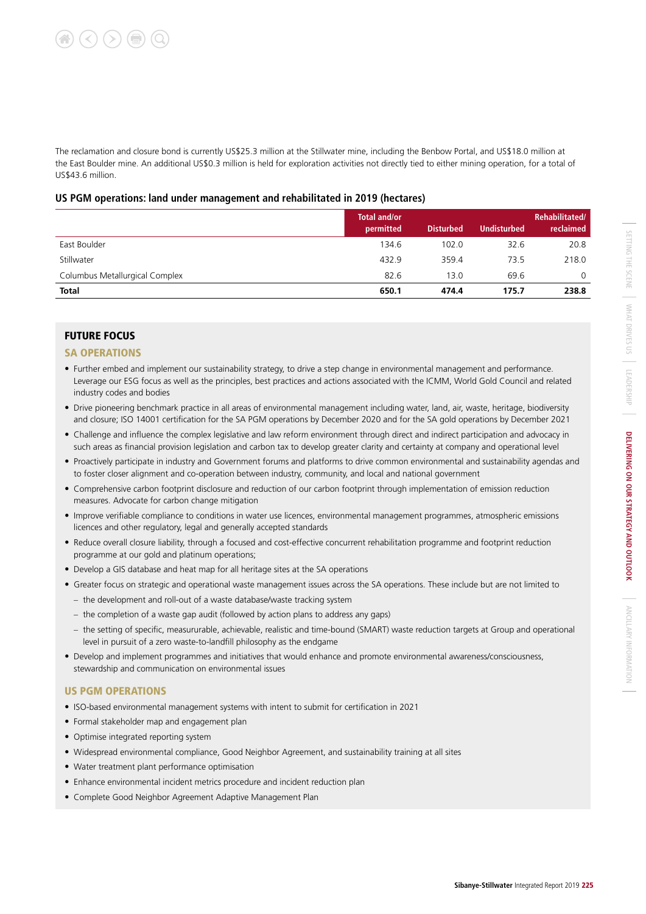The reclamation and closure bond is currently US$25.3 million at the Stillwater mine, including the Benbow Portal, and US$18.0 million at the East Boulder mine. An additional US$0.3 million is held for exploration activities not directly tied to either mining operation, for a total of US$43.6 million.

### US PGM operations: land under management and rehabilitated in 2019 (hectares)

| | Total and/or permitted | Disturbed | Undisturbed | Rehabilitated/ reclaimed |
|---|---|---|---|---|
| East Boulder | 134.6 | 102.0 | 32.6 | 20.8 |
| Stillwater | 432.9 | 359.4 | 73.5 | 218.0 |
| Columbus Metallurgical Complex | 82.6 | 13.0 | 69.6 | 0 |
| **Total** | **650.1** | **474.4** | **175.7** | **238.8** |

## FUTURE FOCUS

### SA OPERATIONS

- Further embed and implement our sustainability strategy, to drive a step change in environmental management and performance. Leverage our ESG focus as well as the principles, best practices and actions associated with the ICMM, World Gold Council and related industry codes and bodies
- Drive pioneering benchmark practice in all areas of environmental management including water, land, air, waste, heritage, biodiversity and closure; ISO 14001 certification for the SA PGM operations by December 2020 and for the SA gold operations by December 2021
- Challenge and influence the complex legislative and law reform environment through direct and indirect participation and advocacy in such areas as financial provision legislation and carbon tax to develop greater clarity and certainty at company and operational level
- Proactively participate in industry and Government forums and platforms to drive common environmental and sustainability agendas and to foster closer alignment and co-operation between industry, community, and local and national government
- Comprehensive carbon footprint disclosure and reduction of our carbon footprint through implementation of emission reduction measures. Advocate for carbon change mitigation
- Improve verifiable compliance to conditions in water use licences, environmental management programmes, atmospheric emissions licences and other regulatory, legal and generally accepted standards
- Reduce overall closure liability, through a focused and cost-effective concurrent rehabilitation programme and footprint reduction programme at our gold and platinum operations;
- Develop a GIS database and heat map for all heritage sites at the SA operations
- Greater focus on strategic and operational waste management issues across the SA operations. These include but are not limited to
  - the development and roll-out of a waste database/waste tracking system
  - the completion of a waste gap audit (followed by action plans to address any gaps)
  - the setting of specific, measururable, achievable, realistic and time-bound (SMART) waste reduction targets at Group and operational level in pursuit of a zero waste-to-landfill philosophy as the endgame
- Develop and implement programmes and initiatives that would enhance and promote environmental awareness/consciousness, stewardship and communication on environmental issues

### US PGM OPERATIONS

- ISO-based environmental management systems with intent to submit for certification in 2021
- Formal stakeholder map and engagement plan
- Optimise integrated reporting system
- Widespread environmental compliance, Good Neighbor Agreement, and sustainability training at all sites
- Water treatment plant performance optimisation
- Enhance environmental incident metrics procedure and incident reduction plan
- Complete Good Neighbor Agreement Adaptive Management Plan